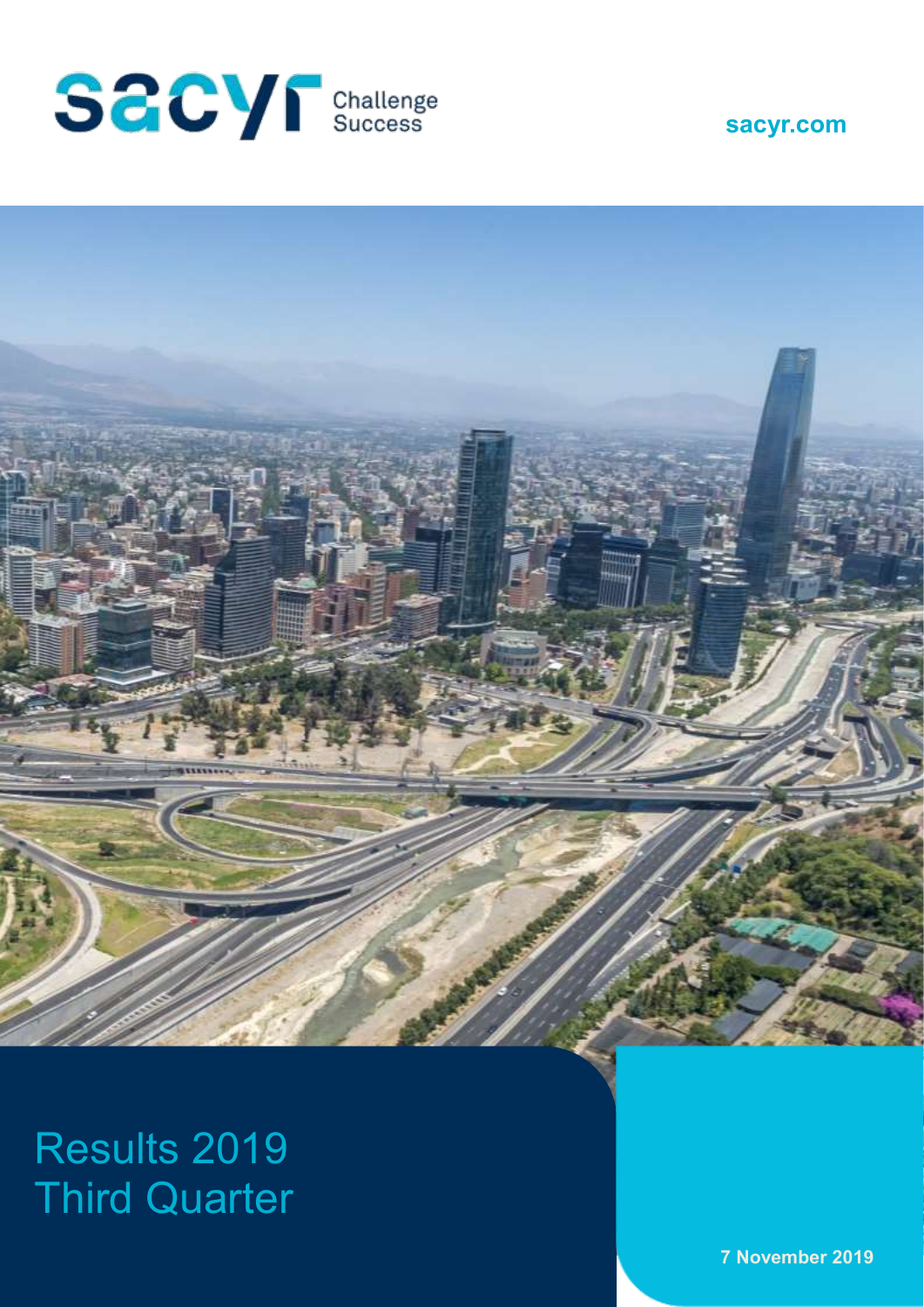sacyr Challenge Success

sacyr.com

# Results 2019 Third Quarter

7 November 2019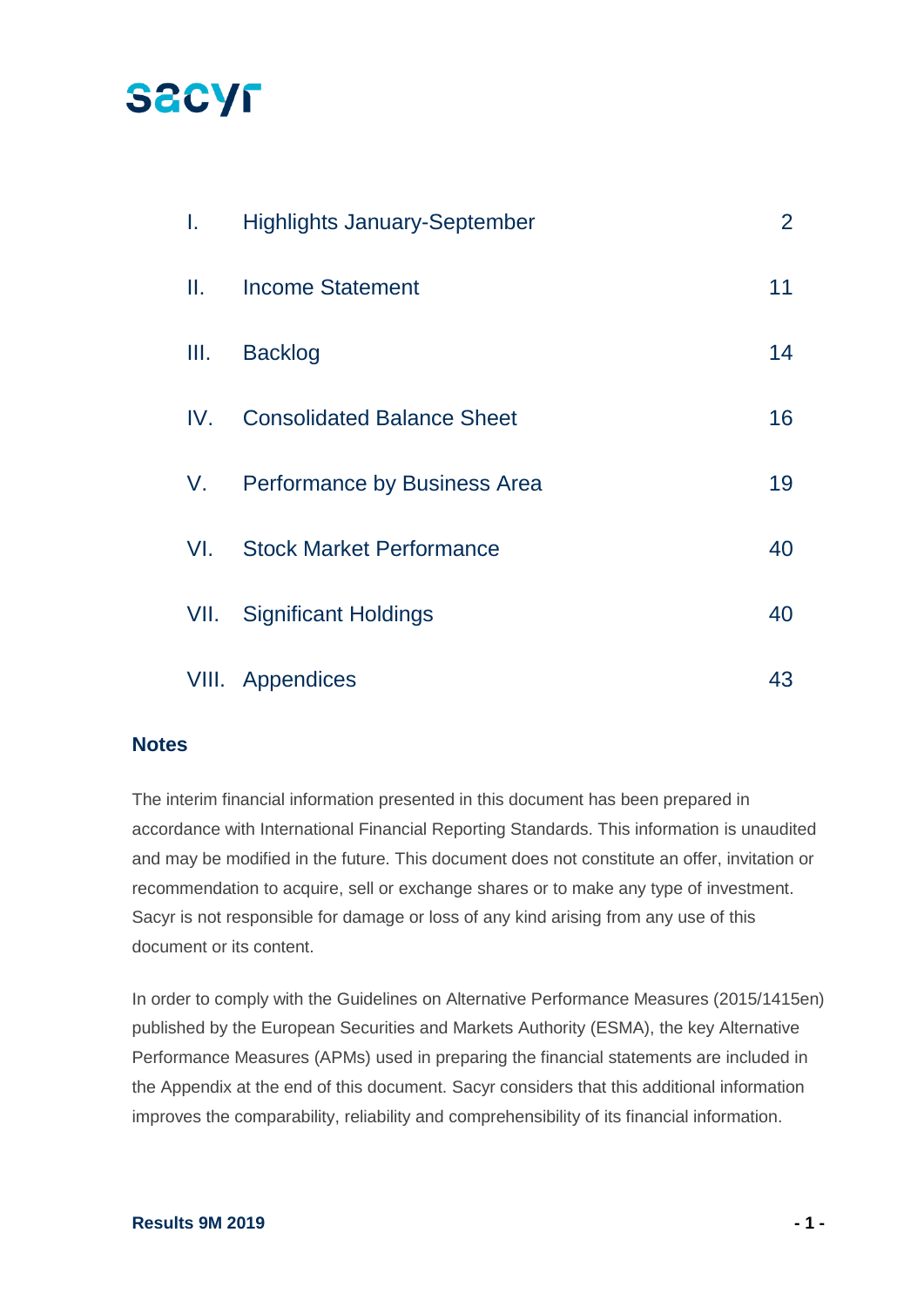sacyr

| | | |
|---|---|---|
| I. | Highlights January-September | 2 |
| II. | Income Statement | 11 |
| III. | Backlog | 14 |
| IV. | Consolidated Balance Sheet | 16 |
| V. | Performance by Business Area | 19 |
| VI. | Stock Market Performance | 40 |
| VII. | Significant Holdings | 40 |
| VIII. | Appendices | 43 |

## Notes

The interim financial information presented in this document has been prepared in accordance with International Financial Reporting Standards. This information is unaudited and may be modified in the future. This document does not constitute an offer, invitation or recommendation to acquire, sell or exchange shares or to make any type of investment. Sacyr is not responsible for damage or loss of any kind arising from any use of this document or its content.

In order to comply with the Guidelines on Alternative Performance Measures (2015/1415en) published by the European Securities and Markets Authority (ESMA), the key Alternative Performance Measures (APMs) used in preparing the financial statements are included in the Appendix at the end of this document. Sacyr considers that this additional information improves the comparability, reliability and comprehensibility of its financial information.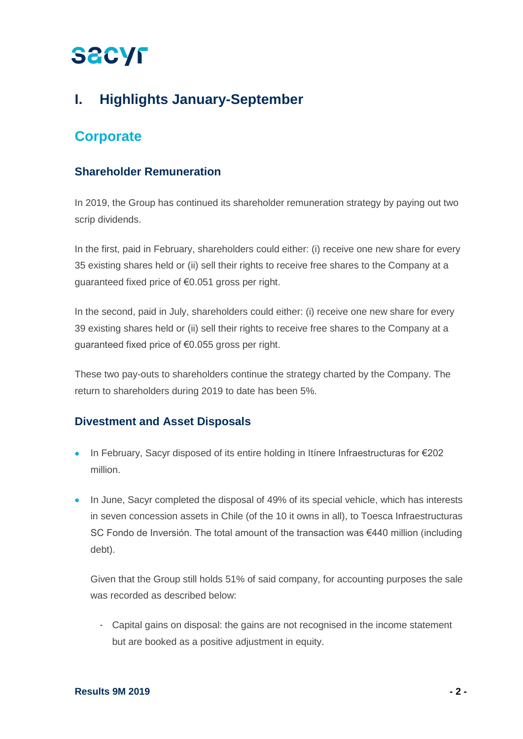# I. Highlights January-September

## Corporate

### Shareholder Remuneration

In 2019, the Group has continued its shareholder remuneration strategy by paying out two scrip dividends.

In the first, paid in February, shareholders could either: (i) receive one new share for every 35 existing shares held or (ii) sell their rights to receive free shares to the Company at a guaranteed fixed price of €0.051 gross per right.

In the second, paid in July, shareholders could either: (i) receive one new share for every 39 existing shares held or (ii) sell their rights to receive free shares to the Company at a guaranteed fixed price of €0.055 gross per right.

These two pay-outs to shareholders continue the strategy charted by the Company. The return to shareholders during 2019 to date has been 5%.

### Divestment and Asset Disposals

- In February, Sacyr disposed of its entire holding in Itínere Infraestructuras for €202 million.
- In June, Sacyr completed the disposal of 49% of its special vehicle, which has interests in seven concession assets in Chile (of the 10 it owns in all), to Toesca Infraestructuras SC Fondo de Inversión. The total amount of the transaction was €440 million (including debt).

  Given that the Group still holds 51% of said company, for accounting purposes the sale was recorded as described below:

  - Capital gains on disposal: the gains are not recognised in the income statement but are booked as a positive adjustment in equity.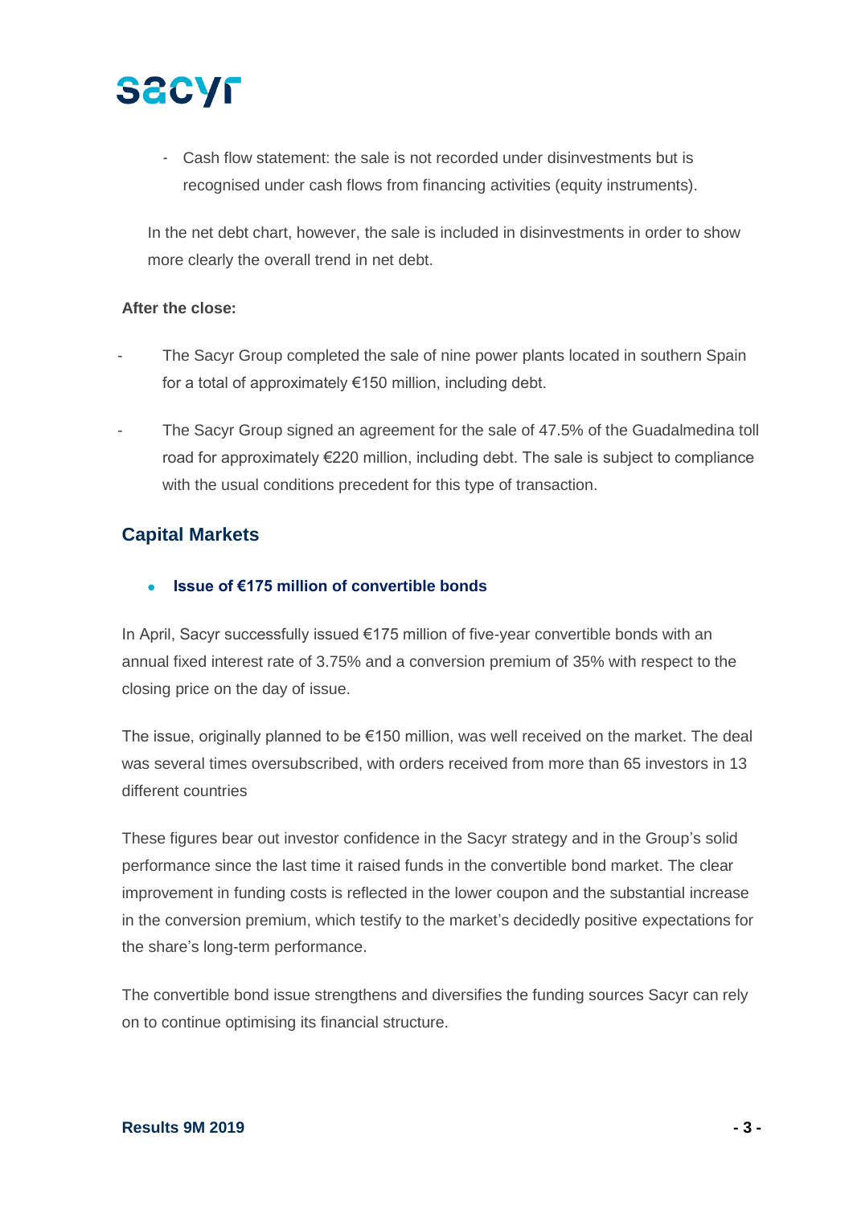- Cash flow statement: the sale is not recorded under disinvestments but is recognised under cash flows from financing activities (equity instruments).

In the net debt chart, however, the sale is included in disinvestments in order to show more clearly the overall trend in net debt.

**After the close:**

- The Sacyr Group completed the sale of nine power plants located in southern Spain for a total of approximately €150 million, including debt.
- The Sacyr Group signed an agreement for the sale of 47.5% of the Guadalmedina toll road for approximately €220 million, including debt. The sale is subject to compliance with the usual conditions precedent for this type of transaction.

## Capital Markets

- **Issue of €175 million of convertible bonds**

In April, Sacyr successfully issued €175 million of five-year convertible bonds with an annual fixed interest rate of 3.75% and a conversion premium of 35% with respect to the closing price on the day of issue.

The issue, originally planned to be €150 million, was well received on the market. The deal was several times oversubscribed, with orders received from more than 65 investors in 13 different countries

These figures bear out investor confidence in the Sacyr strategy and in the Group's solid performance since the last time it raised funds in the convertible bond market. The clear improvement in funding costs is reflected in the lower coupon and the substantial increase in the conversion premium, which testify to the market's decidedly positive expectations for the share's long-term performance.

The convertible bond issue strengthens and diversifies the funding sources Sacyr can rely on to continue optimising its financial structure.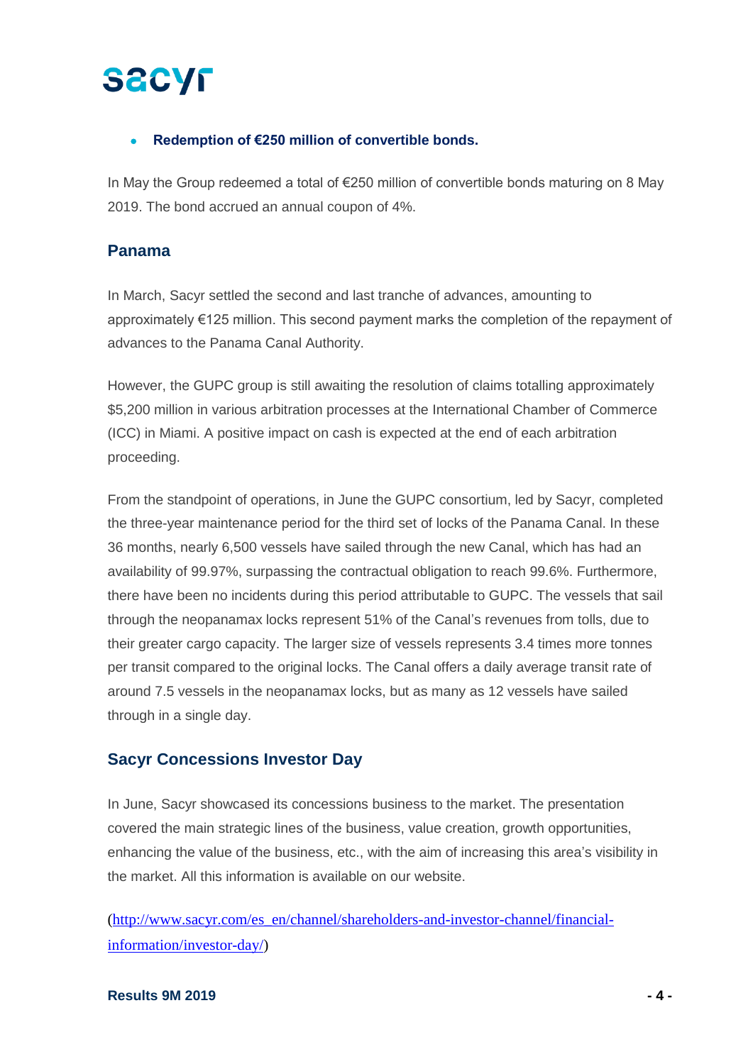- **Redemption of €250 million of convertible bonds.**

In May the Group redeemed a total of €250 million of convertible bonds maturing on 8 May 2019. The bond accrued an annual coupon of 4%.

## Panama

In March, Sacyr settled the second and last tranche of advances, amounting to approximately €125 million. This second payment marks the completion of the repayment of advances to the Panama Canal Authority.

However, the GUPC group is still awaiting the resolution of claims totalling approximately $5,200 million in various arbitration processes at the International Chamber of Commerce (ICC) in Miami. A positive impact on cash is expected at the end of each arbitration proceeding.

From the standpoint of operations, in June the GUPC consortium, led by Sacyr, completed the three-year maintenance period for the third set of locks of the Panama Canal. In these 36 months, nearly 6,500 vessels have sailed through the new Canal, which has had an availability of 99.97%, surpassing the contractual obligation to reach 99.6%. Furthermore, there have been no incidents during this period attributable to GUPC. The vessels that sail through the neopanamax locks represent 51% of the Canal's revenues from tolls, due to their greater cargo capacity. The larger size of vessels represents 3.4 times more tonnes per transit compared to the original locks. The Canal offers a daily average transit rate of around 7.5 vessels in the neopanamax locks, but as many as 12 vessels have sailed through in a single day.

## Sacyr Concessions Investor Day

In June, Sacyr showcased its concessions business to the market. The presentation covered the main strategic lines of the business, value creation, growth opportunities, enhancing the value of the business, etc., with the aim of increasing this area's visibility in the market. All this information is available on our website.

(http://www.sacyr.com/es_en/channel/shareholders-and-investor-channel/financial-information/investor-day/)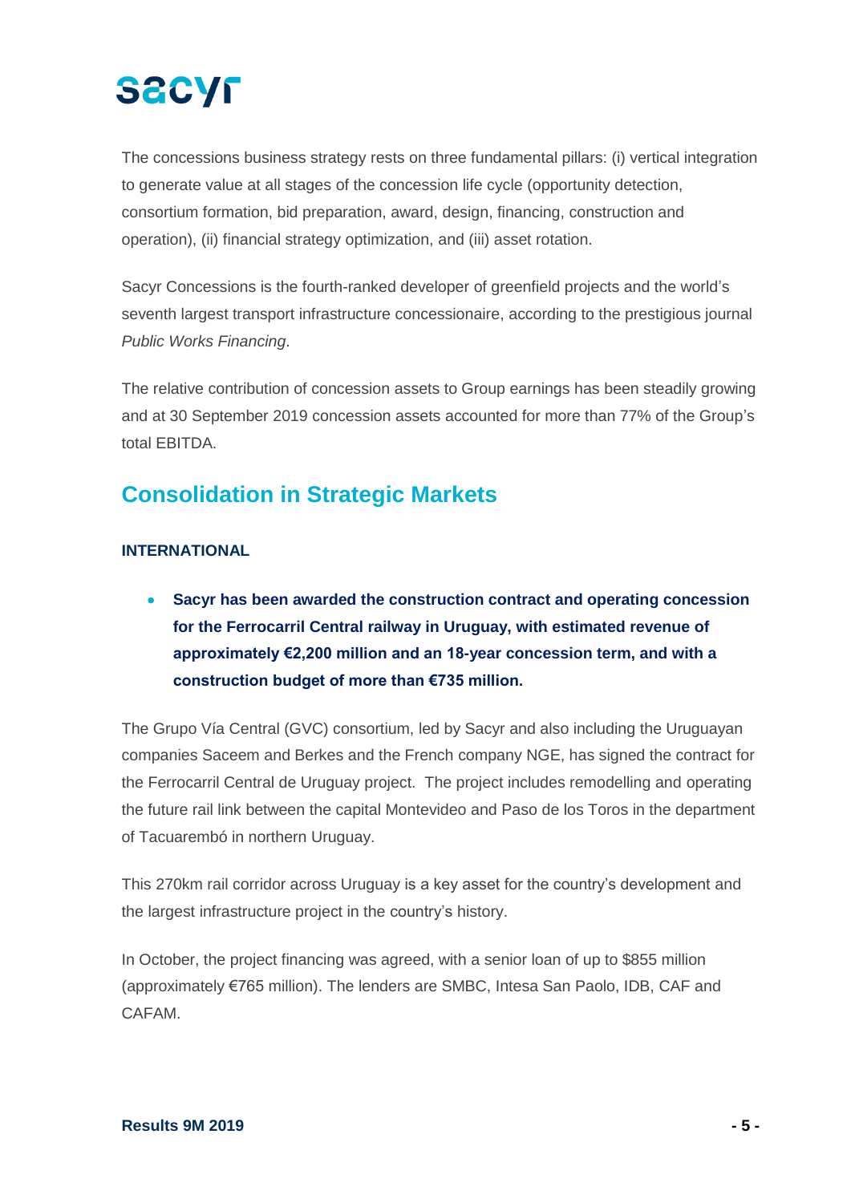The concessions business strategy rests on three fundamental pillars: (i) vertical integration to generate value at all stages of the concession life cycle (opportunity detection, consortium formation, bid preparation, award, design, financing, construction and operation), (ii) financial strategy optimization, and (iii) asset rotation.

Sacyr Concessions is the fourth-ranked developer of greenfield projects and the world's seventh largest transport infrastructure concessionaire, according to the prestigious journal *Public Works Financing*.

The relative contribution of concession assets to Group earnings has been steadily growing and at 30 September 2019 concession assets accounted for more than 77% of the Group's total EBITDA.

## Consolidation in Strategic Markets

### INTERNATIONAL

- **Sacyr has been awarded the construction contract and operating concession for the Ferrocarril Central railway in Uruguay, with estimated revenue of approximately €2,200 million and an 18-year concession term, and with a construction budget of more than €735 million.**

The Grupo Vía Central (GVC) consortium, led by Sacyr and also including the Uruguayan companies Saceem and Berkes and the French company NGE, has signed the contract for the Ferrocarril Central de Uruguay project. The project includes remodelling and operating the future rail link between the capital Montevideo and Paso de los Toros in the department of Tacuarembó in northern Uruguay.

This 270km rail corridor across Uruguay is a key asset for the country's development and the largest infrastructure project in the country's history.

In October, the project financing was agreed, with a senior loan of up to $855 million (approximately €765 million). The lenders are SMBC, Intesa San Paolo, IDB, CAF and CAFAM.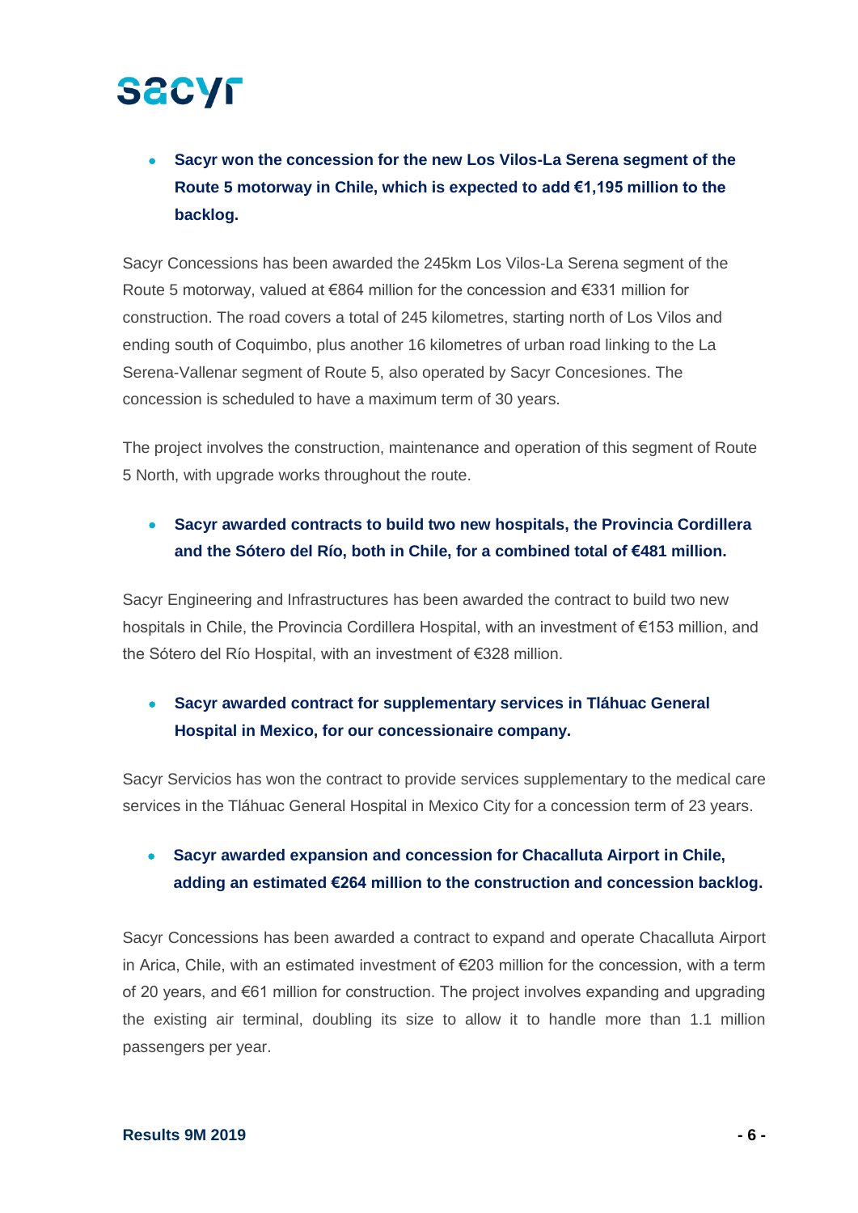- **Sacyr won the concession for the new Los Vilos-La Serena segment of the Route 5 motorway in Chile, which is expected to add €1,195 million to the backlog.**

Sacyr Concessions has been awarded the 245km Los Vilos-La Serena segment of the Route 5 motorway, valued at €864 million for the concession and €331 million for construction. The road covers a total of 245 kilometres, starting north of Los Vilos and ending south of Coquimbo, plus another 16 kilometres of urban road linking to the La Serena-Vallenar segment of Route 5, also operated by Sacyr Concesiones. The concession is scheduled to have a maximum term of 30 years.

The project involves the construction, maintenance and operation of this segment of Route 5 North, with upgrade works throughout the route.

- **Sacyr awarded contracts to build two new hospitals, the Provincia Cordillera and the Sótero del Río, both in Chile, for a combined total of €481 million.**

Sacyr Engineering and Infrastructures has been awarded the contract to build two new hospitals in Chile, the Provincia Cordillera Hospital, with an investment of €153 million, and the Sótero del Río Hospital, with an investment of €328 million.

- **Sacyr awarded contract for supplementary services in Tláhuac General Hospital in Mexico, for our concessionaire company.**

Sacyr Servicios has won the contract to provide services supplementary to the medical care services in the Tláhuac General Hospital in Mexico City for a concession term of 23 years.

- **Sacyr awarded expansion and concession for Chacalluta Airport in Chile, adding an estimated €264 million to the construction and concession backlog.**

Sacyr Concessions has been awarded a contract to expand and operate Chacalluta Airport in Arica, Chile, with an estimated investment of €203 million for the concession, with a term of 20 years, and €61 million for construction. The project involves expanding and upgrading the existing air terminal, doubling its size to allow it to handle more than 1.1 million passengers per year.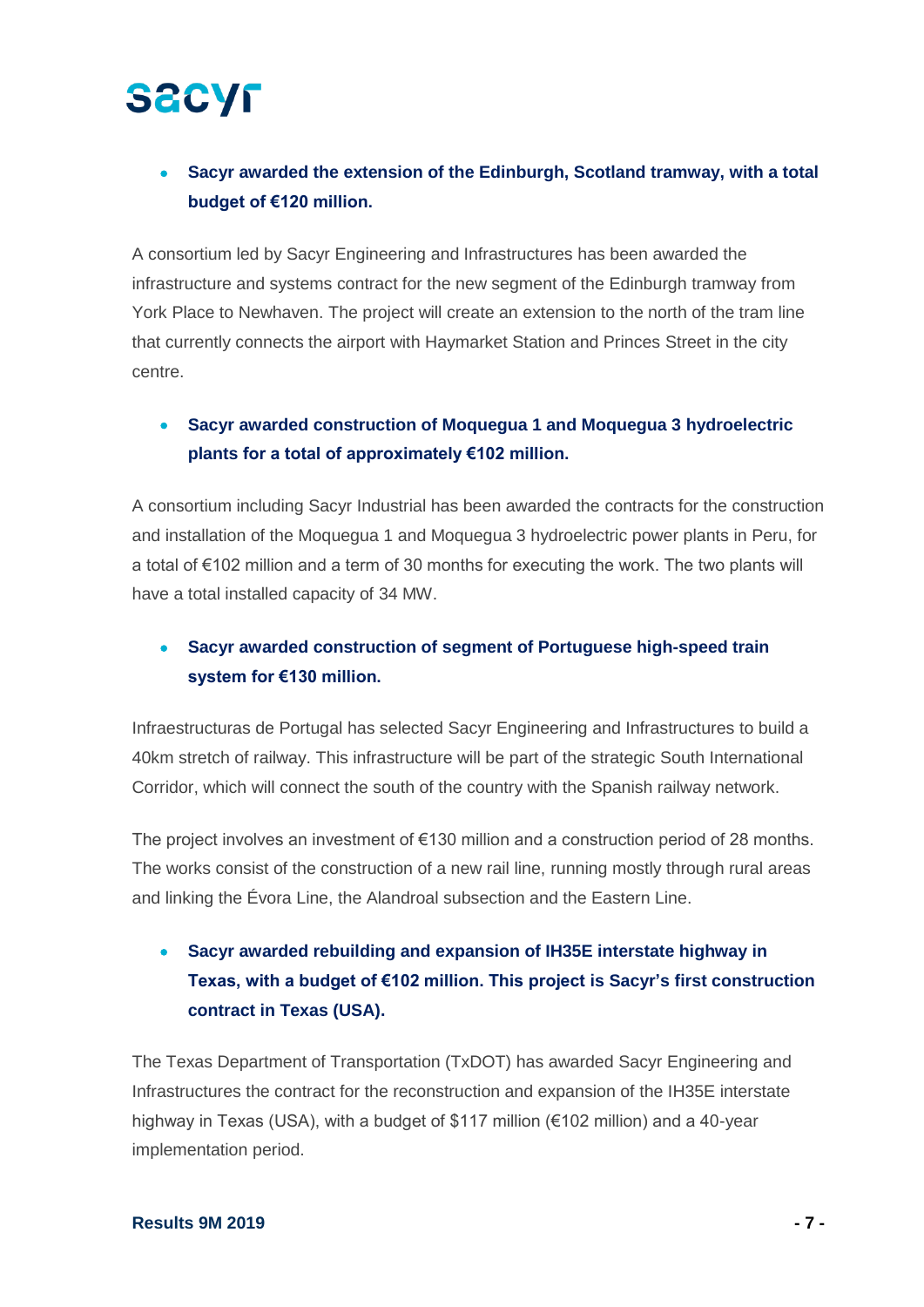- **Sacyr awarded the extension of the Edinburgh, Scotland tramway, with a total budget of €120 million.**

A consortium led by Sacyr Engineering and Infrastructures has been awarded the infrastructure and systems contract for the new segment of the Edinburgh tramway from York Place to Newhaven. The project will create an extension to the north of the tram line that currently connects the airport with Haymarket Station and Princes Street in the city centre.

- **Sacyr awarded construction of Moquegua 1 and Moquegua 3 hydroelectric plants for a total of approximately €102 million.**

A consortium including Sacyr Industrial has been awarded the contracts for the construction and installation of the Moquegua 1 and Moquegua 3 hydroelectric power plants in Peru, for a total of €102 million and a term of 30 months for executing the work. The two plants will have a total installed capacity of 34 MW.

- **Sacyr awarded construction of segment of Portuguese high-speed train system for €130 million.**

Infraestructuras de Portugal has selected Sacyr Engineering and Infrastructures to build a 40km stretch of railway. This infrastructure will be part of the strategic South International Corridor, which will connect the south of the country with the Spanish railway network.

The project involves an investment of €130 million and a construction period of 28 months. The works consist of the construction of a new rail line, running mostly through rural areas and linking the Évora Line, the Alandroal subsection and the Eastern Line.

- **Sacyr awarded rebuilding and expansion of IH35E interstate highway in Texas, with a budget of €102 million. This project is Sacyr's first construction contract in Texas (USA).**

The Texas Department of Transportation (TxDOT) has awarded Sacyr Engineering and Infrastructures the contract for the reconstruction and expansion of the IH35E interstate highway in Texas (USA), with a budget of $117 million (€102 million) and a 40-year implementation period.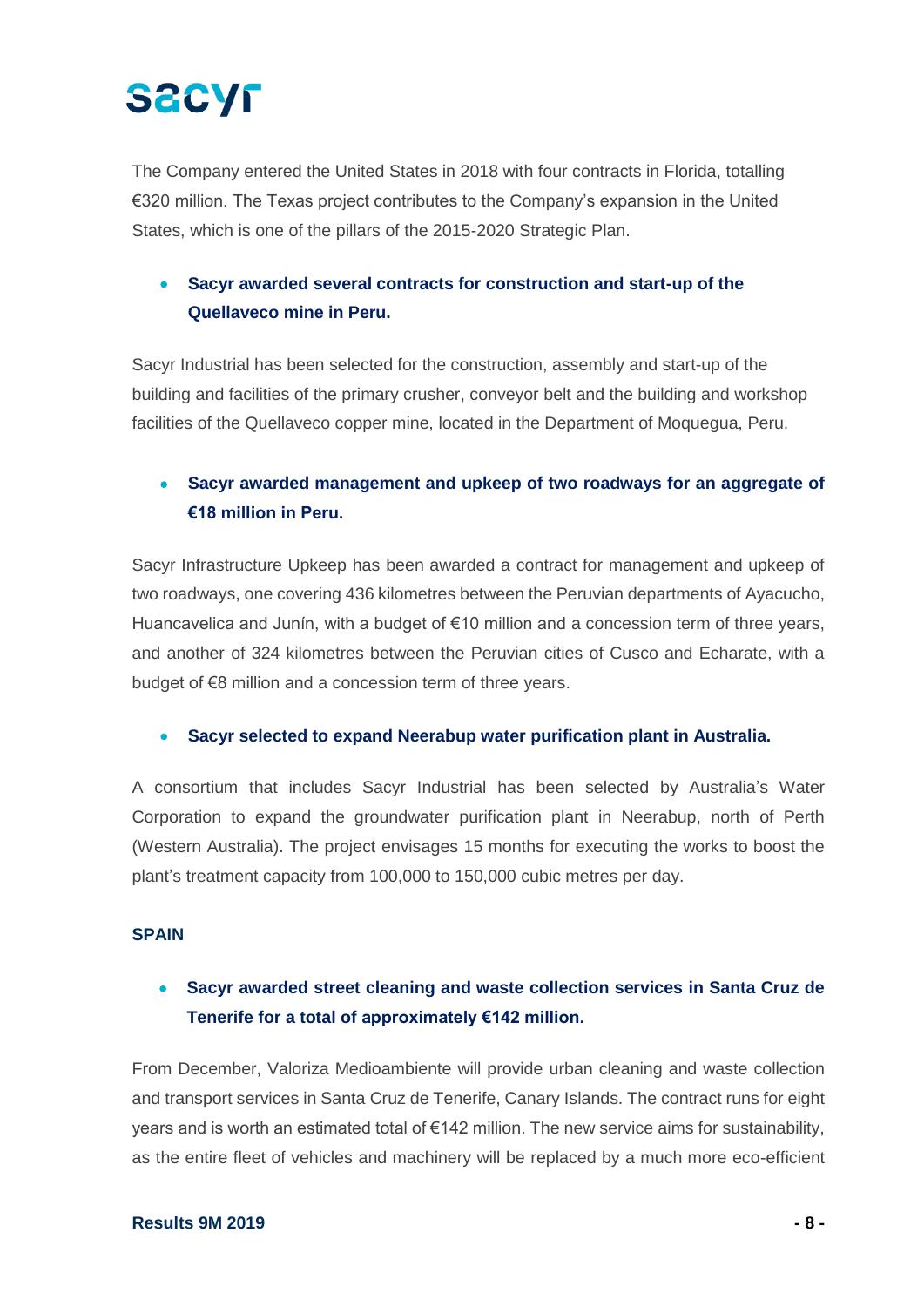The Company entered the United States in 2018 with four contracts in Florida, totalling €320 million. The Texas project contributes to the Company's expansion in the United States, which is one of the pillars of the 2015-2020 Strategic Plan.

- **Sacyr awarded several contracts for construction and start-up of the Quellaveco mine in Peru.**

Sacyr Industrial has been selected for the construction, assembly and start-up of the building and facilities of the primary crusher, conveyor belt and the building and workshop facilities of the Quellaveco copper mine, located in the Department of Moquegua, Peru.

- **Sacyr awarded management and upkeep of two roadways for an aggregate of €18 million in Peru.**

Sacyr Infrastructure Upkeep has been awarded a contract for management and upkeep of two roadways, one covering 436 kilometres between the Peruvian departments of Ayacucho, Huancavelica and Junín, with a budget of €10 million and a concession term of three years, and another of 324 kilometres between the Peruvian cities of Cusco and Echarate, with a budget of €8 million and a concession term of three years.

- **Sacyr selected to expand Neerabup water purification plant in Australia.**

A consortium that includes Sacyr Industrial has been selected by Australia's Water Corporation to expand the groundwater purification plant in Neerabup, north of Perth (Western Australia). The project envisages 15 months for executing the works to boost the plant's treatment capacity from 100,000 to 150,000 cubic metres per day.

**SPAIN**

- **Sacyr awarded street cleaning and waste collection services in Santa Cruz de Tenerife for a total of approximately €142 million.**

From December, Valoriza Medioambiente will provide urban cleaning and waste collection and transport services in Santa Cruz de Tenerife, Canary Islands. The contract runs for eight years and is worth an estimated total of €142 million. The new service aims for sustainability, as the entire fleet of vehicles and machinery will be replaced by a much more eco-efficient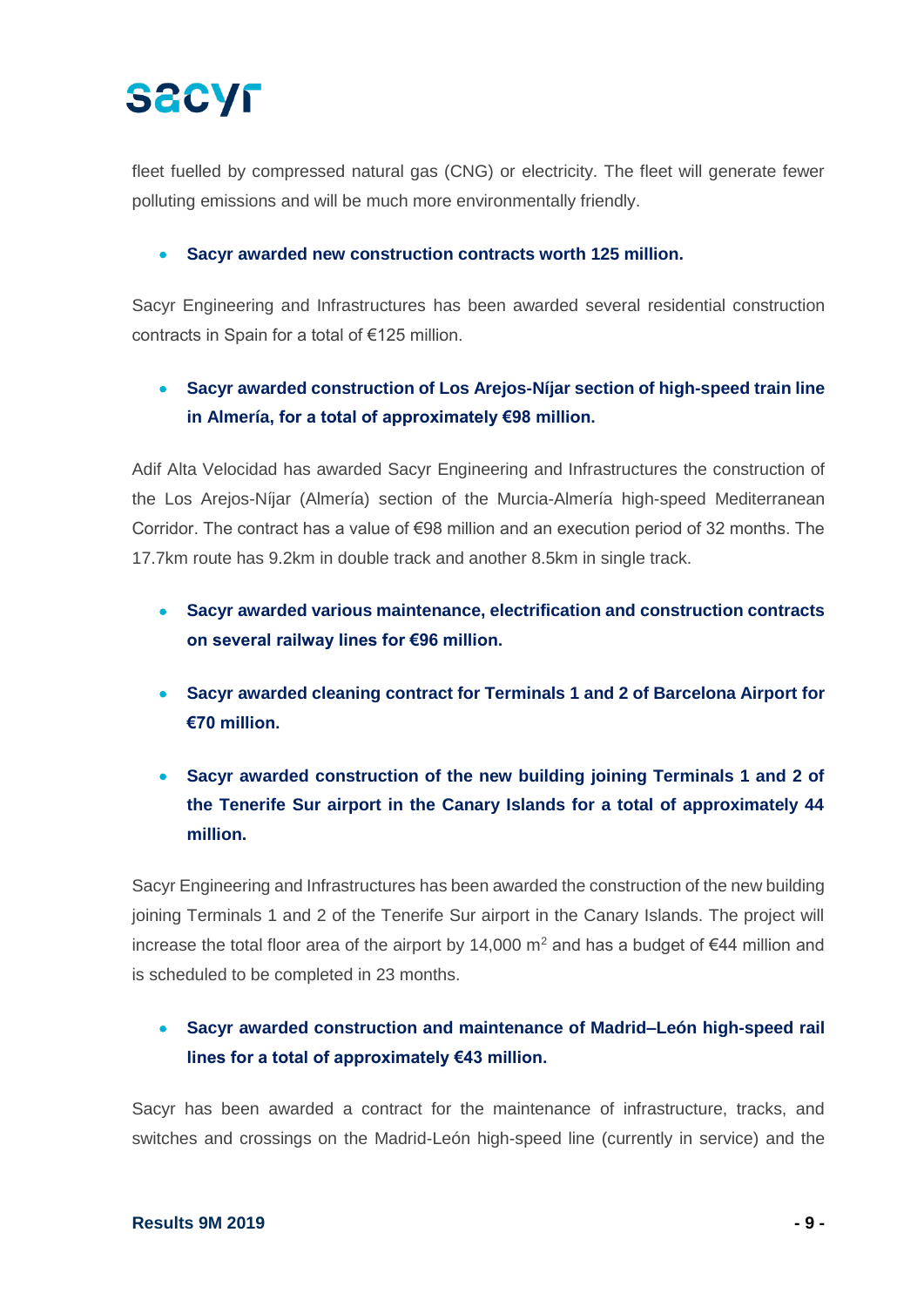fleet fuelled by compressed natural gas (CNG) or electricity. The fleet will generate fewer polluting emissions and will be much more environmentally friendly.

- **Sacyr awarded new construction contracts worth 125 million.**

Sacyr Engineering and Infrastructures has been awarded several residential construction contracts in Spain for a total of €125 million.

- **Sacyr awarded construction of Los Arejos-Níjar section of high-speed train line in Almería, for a total of approximately €98 million.**

Adif Alta Velocidad has awarded Sacyr Engineering and Infrastructures the construction of the Los Arejos-Níjar (Almería) section of the Murcia-Almería high-speed Mediterranean Corridor. The contract has a value of €98 million and an execution period of 32 months. The 17.7km route has 9.2km in double track and another 8.5km in single track.

- **Sacyr awarded various maintenance, electrification and construction contracts on several railway lines for €96 million.**

- **Sacyr awarded cleaning contract for Terminals 1 and 2 of Barcelona Airport for €70 million.**

- **Sacyr awarded construction of the new building joining Terminals 1 and 2 of the Tenerife Sur airport in the Canary Islands for a total of approximately 44 million.**

Sacyr Engineering and Infrastructures has been awarded the construction of the new building joining Terminals 1 and 2 of the Tenerife Sur airport in the Canary Islands. The project will increase the total floor area of the airport by 14,000 m$^2$ and has a budget of €44 million and is scheduled to be completed in 23 months.

- **Sacyr awarded construction and maintenance of Madrid–León high-speed rail lines for a total of approximately €43 million.**

Sacyr has been awarded a contract for the maintenance of infrastructure, tracks, and switches and crossings on the Madrid-León high-speed line (currently in service) and the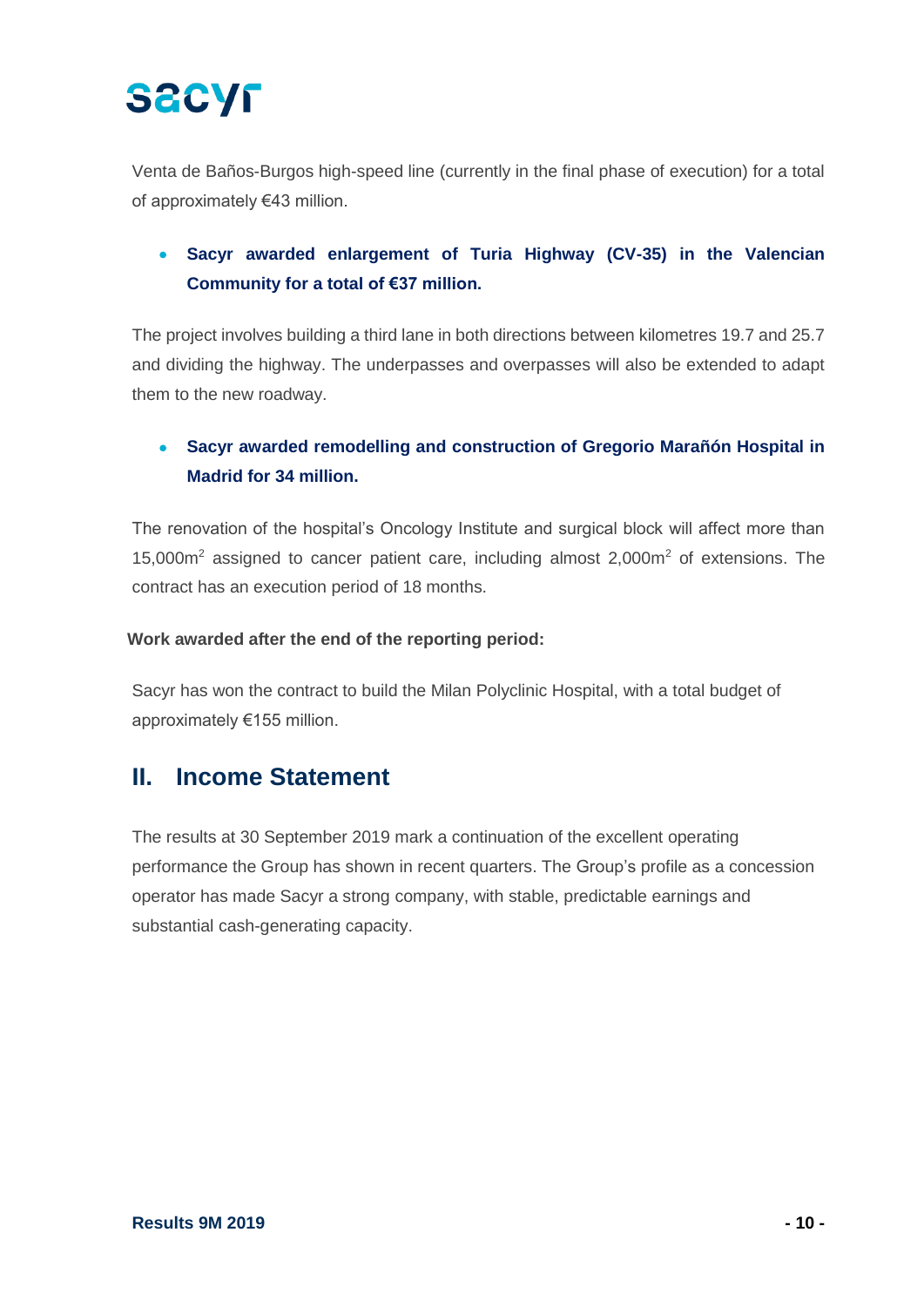Venta de Baños-Burgos high-speed line (currently in the final phase of execution) for a total of approximately €43 million.

- **Sacyr awarded enlargement of Turia Highway (CV-35) in the Valencian Community for a total of €37 million.**

The project involves building a third lane in both directions between kilometres 19.7 and 25.7 and dividing the highway. The underpasses and overpasses will also be extended to adapt them to the new roadway.

- **Sacyr awarded remodelling and construction of Gregorio Marañón Hospital in Madrid for 34 million.**

The renovation of the hospital's Oncology Institute and surgical block will affect more than 15,000m$^2$ assigned to cancer patient care, including almost 2,000m$^2$ of extensions. The contract has an execution period of 18 months.

**Work awarded after the end of the reporting period:**

Sacyr has won the contract to build the Milan Polyclinic Hospital, with a total budget of approximately €155 million.

## II. Income Statement

The results at 30 September 2019 mark a continuation of the excellent operating performance the Group has shown in recent quarters. The Group's profile as a concession operator has made Sacyr a strong company, with stable, predictable earnings and substantial cash-generating capacity.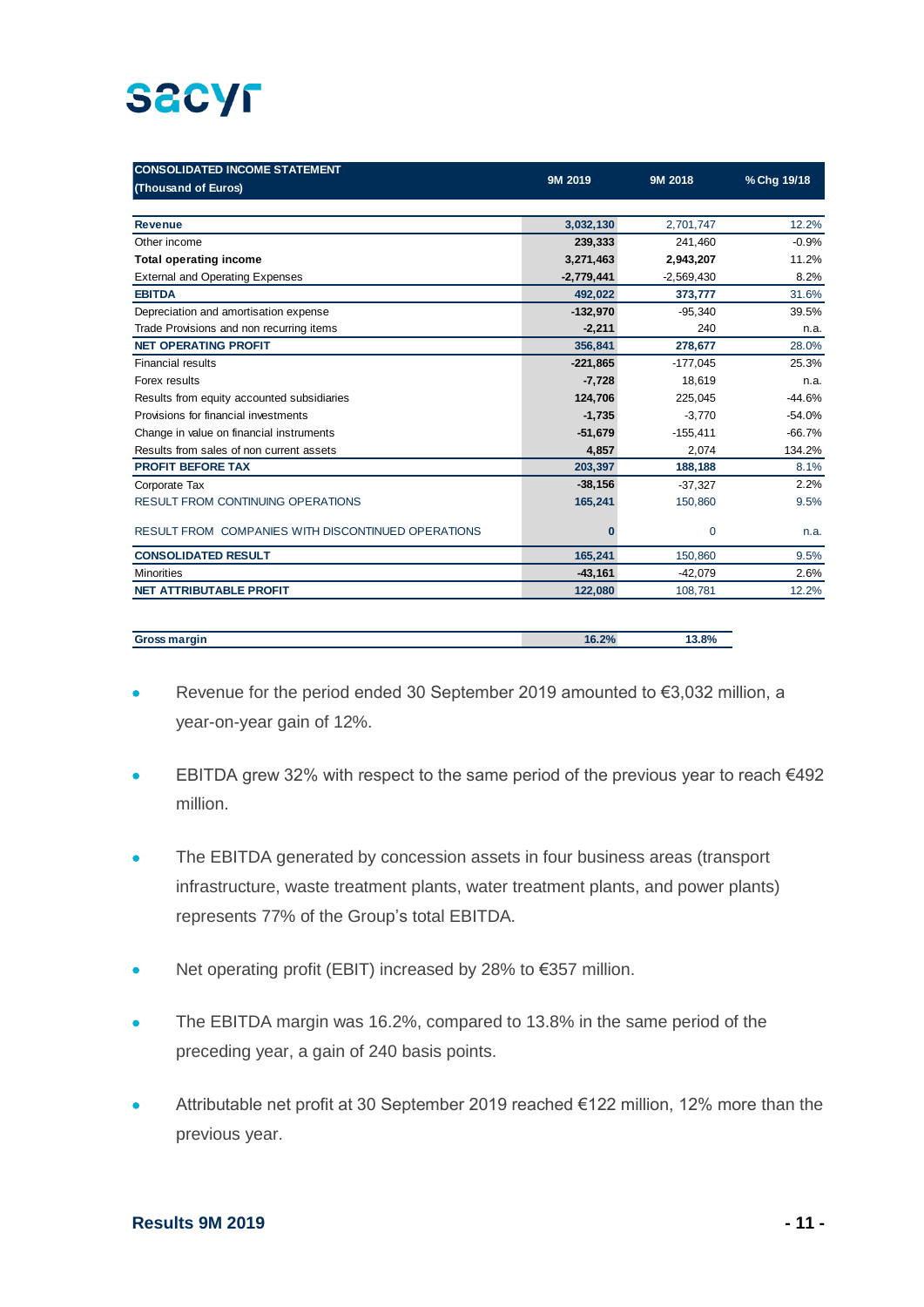| CONSOLIDATED INCOME STATEMENT (Thousand of Euros) | 9M 2019 | 9M 2018 | % Chg 19/18 |
|---|---|---|---|
| **Revenue** | **3,032,130** | 2,701,747 | 12.2% |
| Other income | **239,333** | 241,460 | -0.9% |
| **Total operating income** | **3,271,463** | **2,943,207** | 11.2% |
| External and Operating Expenses | **-2,779,441** | -2,569,430 | 8.2% |
| **EBITDA** | **492,022** | **373,777** | 31.6% |
| Depreciation and amortisation expense | **-132,970** | -95,340 | 39.5% |
| Trade Provisions and non recurring items | **-2,211** | 240 | n.a. |
| **NET OPERATING PROFIT** | **356,841** | **278,677** | 28.0% |
| Financial results | **-221,865** | -177,045 | 25.3% |
| Forex results | **-7,728** | 18,619 | n.a. |
| Results from equity accounted subsidiaries | **124,706** | 225,045 | -44.6% |
| Provisions for financial investments | **-1,735** | -3,770 | -54.0% |
| Change in value on financial instruments | **-51,679** | -155,411 | -66.7% |
| Results from sales of non current assets | **4,857** | 2,074 | 134.2% |
| **PROFIT BEFORE TAX** | **203,397** | **188,188** | 8.1% |
| Corporate Tax | **-38,156** | -37,327 | 2.2% |
| RESULT FROM CONTINUING OPERATIONS | **165,241** | 150,860 | 9.5% |
| RESULT FROM COMPANIES WITH DISCONTINUED OPERATIONS | **0** | 0 | n.a. |
| **CONSOLIDATED RESULT** | **165,241** | 150,860 | 9.5% |
| Minorities | **-43,161** | -42,079 | 2.6% |
| **NET ATTRIBUTABLE PROFIT** | **122,080** | 108,781 | 12.2% |

| | 9M 2019 | 9M 2018 |
|---|---|---|
| **Gross margin** | **16.2%** | **13.8%** |

- Revenue for the period ended 30 September 2019 amounted to €3,032 million, a year-on-year gain of 12%.
- EBITDA grew 32% with respect to the same period of the previous year to reach €492 million.
- The EBITDA generated by concession assets in four business areas (transport infrastructure, waste treatment plants, water treatment plants, and power plants) represents 77% of the Group's total EBITDA.
- Net operating profit (EBIT) increased by 28% to €357 million.
- The EBITDA margin was 16.2%, compared to 13.8% in the same period of the preceding year, a gain of 240 basis points.
- Attributable net profit at 30 September 2019 reached €122 million, 12% more than the previous year.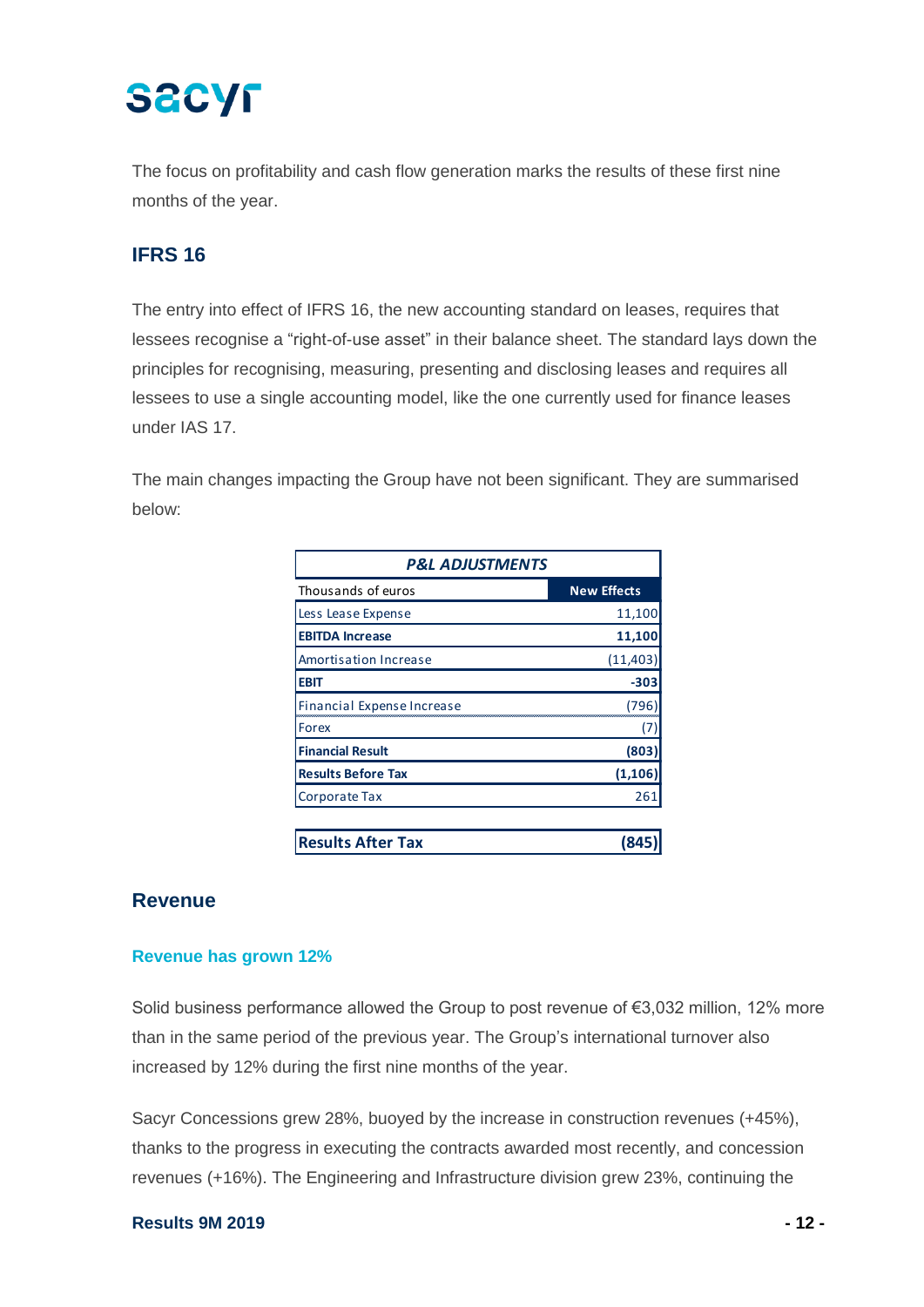The focus on profitability and cash flow generation marks the results of these first nine months of the year.

## IFRS 16

The entry into effect of IFRS 16, the new accounting standard on leases, requires that lessees recognise a “right-of-use asset” in their balance sheet. The standard lays down the principles for recognising, measuring, presenting and disclosing leases and requires all lessees to use a single accounting model, like the one currently used for finance leases under IAS 17.

The main changes impacting the Group have not been significant. They are summarised below:

| ***P&L ADJUSTMENTS*** | |
|---|---|
| Thousands of euros | **New Effects** |
| Less Lease Expense | 11,100 |
| **EBITDA Increase** | **11,100** |
| Amortisation Increase | (11,403) |
| **EBIT** | **-303** |
| Financial Expense Increase | (796) |
| Forex | (7) |
| **Financial Result** | **(803)** |
| **Results Before Tax** | **(1,106)** |
| Corporate Tax | 261 |
| **Results After Tax** | **(845)** |

## Revenue

### Revenue has grown 12%

Solid business performance allowed the Group to post revenue of €3,032 million, 12% more than in the same period of the previous year. The Group’s international turnover also increased by 12% during the first nine months of the year.

Sacyr Concessions grew 28%, buoyed by the increase in construction revenues (+45%), thanks to the progress in executing the contracts awarded most recently, and concession revenues (+16%). The Engineering and Infrastructure division grew 23%, continuing the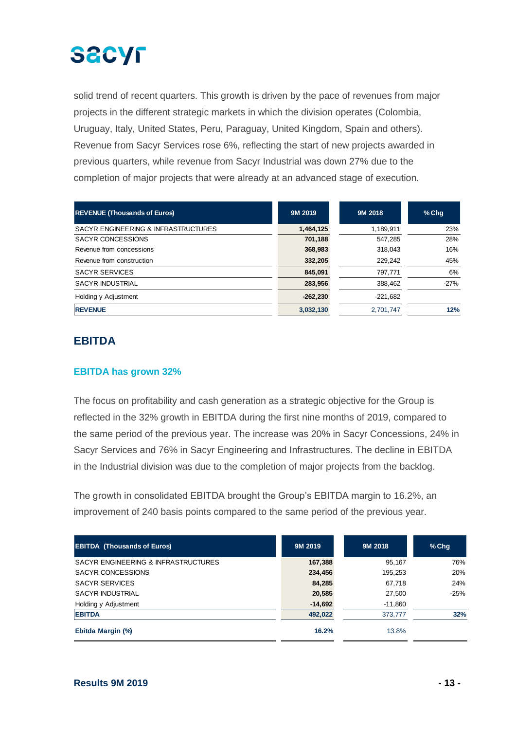solid trend of recent quarters. This growth is driven by the pace of revenues from major projects in the different strategic markets in which the division operates (Colombia, Uruguay, Italy, United States, Peru, Paraguay, United Kingdom, Spain and others). Revenue from Sacyr Services rose 6%, reflecting the start of new projects awarded in previous quarters, while revenue from Sacyr Industrial was down 27% due to the completion of major projects that were already at an advanced stage of execution.

| REVENUE (Thousands of Euros) | 9M 2019 | 9M 2018 | % Chg |
|---|---|---|---|
| SACYR ENGINEERING & INFRASTRUCTURES | 1,464,125 | 1,189,911 | 23% |
| SACYR CONCESSIONS | 701,188 | 547,285 | 28% |
| Revenue from concessions | 368,983 | 318,043 | 16% |
| Revenue from construction | 332,205 | 229,242 | 45% |
| SACYR SERVICES | 845,091 | 797,771 | 6% |
| SACYR INDUSTRIAL | 283,956 | 388,462 | -27% |
| Holding y Adjustment | -262,230 | -221,682 | |
| **REVENUE** | **3,032,130** | 2,701,747 | **12%** |

## EBITDA

### EBITDA has grown 32%

The focus on profitability and cash generation as a strategic objective for the Group is reflected in the 32% growth in EBITDA during the first nine months of 2019, compared to the same period of the previous year. The increase was 20% in Sacyr Concessions, 24% in Sacyr Services and 76% in Sacyr Engineering and Infrastructures. The decline in EBITDA in the Industrial division was due to the completion of major projects from the backlog.

The growth in consolidated EBITDA brought the Group's EBITDA margin to 16.2%, an improvement of 240 basis points compared to the same period of the previous year.

| EBITDA (Thousands of Euros) | 9M 2019 | 9M 2018 | % Chg |
|---|---|---|---|
| SACYR ENGINEERING & INFRASTRUCTURES | 167,388 | 95,167 | 76% |
| SACYR CONCESSIONS | 234,456 | 195,253 | 20% |
| SACYR SERVICES | 84,285 | 67,718 | 24% |
| SACYR INDUSTRIAL | 20,585 | 27,500 | -25% |
| Holding y Adjustment | -14,692 | -11,860 | |
| **EBITDA** | **492,022** | 373,777 | **32%** |
| **Ebitda Margin (%)** | **16.2%** | 13.8% | |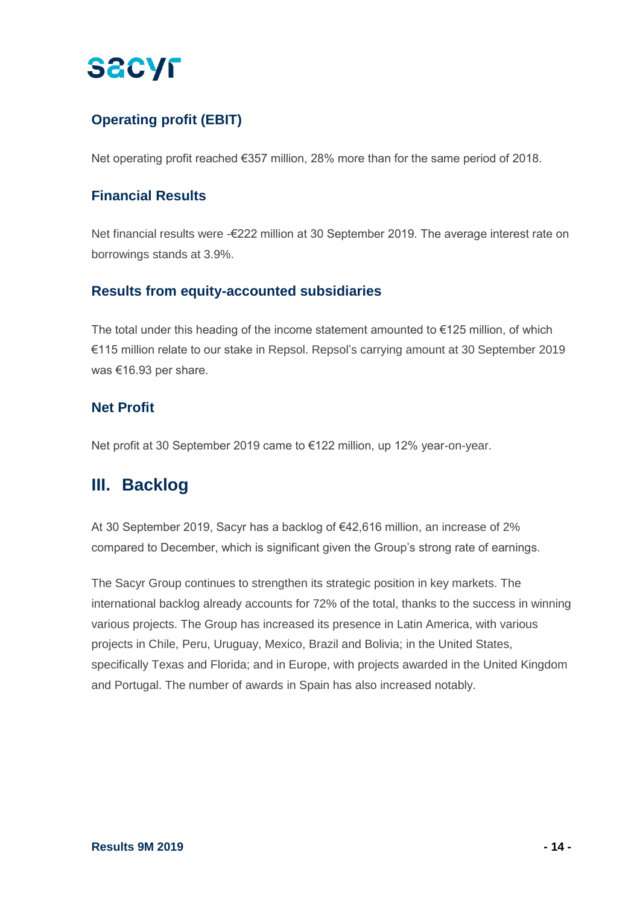### Operating profit (EBIT)

Net operating profit reached €357 million, 28% more than for the same period of 2018.

### Financial Results

Net financial results were -€222 million at 30 September 2019. The average interest rate on borrowings stands at 3.9%.

### Results from equity-accounted subsidiaries

The total under this heading of the income statement amounted to €125 million, of which €115 million relate to our stake in Repsol. Repsol's carrying amount at 30 September 2019 was €16.93 per share.

### Net Profit

Net profit at 30 September 2019 came to €122 million, up 12% year-on-year.

## III. Backlog

At 30 September 2019, Sacyr has a backlog of €42,616 million, an increase of 2% compared to December, which is significant given the Group's strong rate of earnings.

The Sacyr Group continues to strengthen its strategic position in key markets. The international backlog already accounts for 72% of the total, thanks to the success in winning various projects. The Group has increased its presence in Latin America, with various projects in Chile, Peru, Uruguay, Mexico, Brazil and Bolivia; in the United States, specifically Texas and Florida; and in Europe, with projects awarded in the United Kingdom and Portugal. The number of awards in Spain has also increased notably.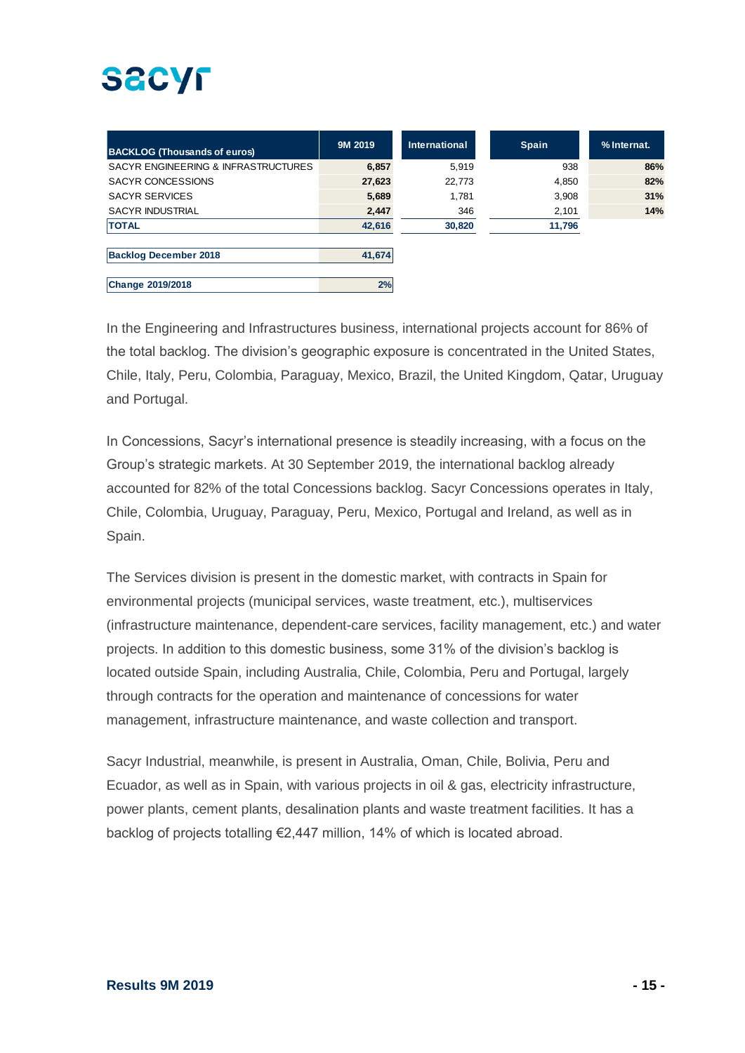| BACKLOG (Thousands of euros) | 9M 2019 | International | Spain | % Internat. |
|---|---|---|---|---|
| SACYR ENGINEERING & INFRASTRUCTURES | 6,857 | 5,919 | 938 | 86% |
| SACYR CONCESSIONS | 27,623 | 22,773 | 4,850 | 82% |
| SACYR SERVICES | 5,689 | 1,781 | 3,908 | 31% |
| SACYR INDUSTRIAL | 2,447 | 346 | 2,101 | 14% |
| TOTAL | 42,616 | 30,820 | 11,796 | |
| Backlog December 2018 | 41,674 | | | |
| Change 2019/2018 | 2% | | | |

In the Engineering and Infrastructures business, international projects account for 86% of the total backlog. The division's geographic exposure is concentrated in the United States, Chile, Italy, Peru, Colombia, Paraguay, Mexico, Brazil, the United Kingdom, Qatar, Uruguay and Portugal.

In Concessions, Sacyr's international presence is steadily increasing, with a focus on the Group's strategic markets. At 30 September 2019, the international backlog already accounted for 82% of the total Concessions backlog. Sacyr Concessions operates in Italy, Chile, Colombia, Uruguay, Paraguay, Peru, Mexico, Portugal and Ireland, as well as in Spain.

The Services division is present in the domestic market, with contracts in Spain for environmental projects (municipal services, waste treatment, etc.), multiservices (infrastructure maintenance, dependent-care services, facility management, etc.) and water projects. In addition to this domestic business, some 31% of the division's backlog is located outside Spain, including Australia, Chile, Colombia, Peru and Portugal, largely through contracts for the operation and maintenance of concessions for water management, infrastructure maintenance, and waste collection and transport.

Sacyr Industrial, meanwhile, is present in Australia, Oman, Chile, Bolivia, Peru and Ecuador, as well as in Spain, with various projects in oil & gas, electricity infrastructure, power plants, cement plants, desalination plants and waste treatment facilities. It has a backlog of projects totalling €2,447 million, 14% of which is located abroad.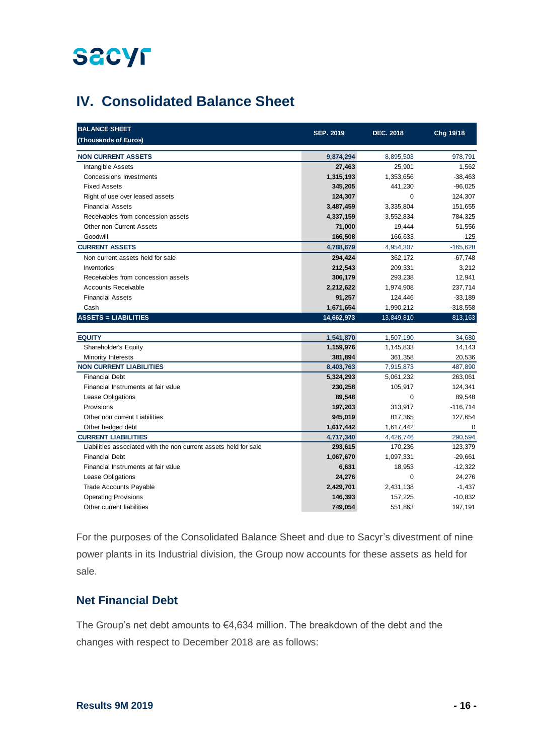# IV. Consolidated Balance Sheet

| BALANCE SHEET (Thousands of Euros) | SEP. 2019 | DEC. 2018 | Chg 19/18 |
|---|---|---|---|
| **NON CURRENT ASSETS** | **9,874,294** | 8,895,503 | 978,791 |
| Intangible Assets | **27,463** | 25,901 | 1,562 |
| Concessions Investments | **1,315,193** | 1,353,656 | -38,463 |
| Fixed Assets | **345,205** | 441,230 | -96,025 |
| Right of use over leased assets | **124,307** | 0 | 124,307 |
| Financial Assets | **3,487,459** | 3,335,804 | 151,655 |
| Receivables from concession assets | **4,337,159** | 3,552,834 | 784,325 |
| Other non Current Assets | **71,000** | 19,444 | 51,556 |
| Goodwill | **166,508** | 166,633 | -125 |
| **CURRENT ASSETS** | **4,788,679** | 4,954,307 | -165,628 |
| Non current assets held for sale | **294,424** | 362,172 | -67,748 |
| Inventories | **212,543** | 209,331 | 3,212 |
| Receivables from concession assets | **306,179** | 293,238 | 12,941 |
| Accounts Receivable | **2,212,622** | 1,974,908 | 237,714 |
| Financial Assets | **91,257** | 124,446 | -33,189 |
| Cash | **1,671,654** | 1,990,212 | -318,558 |
| **ASSETS = LIABILITIES** | **14,662,973** | 13,849,810 | 813,163 |
| | | | |
| **EQUITY** | **1,541,870** | 1,507,190 | 34,680 |
| Shareholder's Equity | **1,159,976** | 1,145,833 | 14,143 |
| Minority Interests | **381,894** | 361,358 | 20,536 |
| **NON CURRENT LIABILITIES** | **8,403,763** | 7,915,873 | 487,890 |
| Financial Debt | **5,324,293** | 5,061,232 | 263,061 |
| Financial Instruments at fair value | **230,258** | 105,917 | 124,341 |
| Lease Obligations | **89,548** | 0 | 89,548 |
| Provisions | **197,203** | 313,917 | -116,714 |
| Other non current Liabilities | **945,019** | 817,365 | 127,654 |
| Other hedged debt | **1,617,442** | 1,617,442 | 0 |
| **CURRENT LIABILITIES** | **4,717,340** | 4,426,746 | 290,594 |
| Liabilities associated with the non current assets held for sale | **293,615** | 170,236 | 123,379 |
| Financial Debt | **1,067,670** | 1,097,331 | -29,661 |
| Financial Instruments at fair value | **6,631** | 18,953 | -12,322 |
| Lease Obligations | **24,276** | 0 | 24,276 |
| Trade Accounts Payable | **2,429,701** | 2,431,138 | -1,437 |
| Operating Provisions | **146,393** | 157,225 | -10,832 |
| Other current liabilities | **749,054** | 551,863 | 197,191 |

For the purposes of the Consolidated Balance Sheet and due to Sacyr's divestment of nine power plants in its Industrial division, the Group now accounts for these assets as held for sale.

## Net Financial Debt

The Group's net debt amounts to €4,634 million. The breakdown of the debt and the changes with respect to December 2018 are as follows: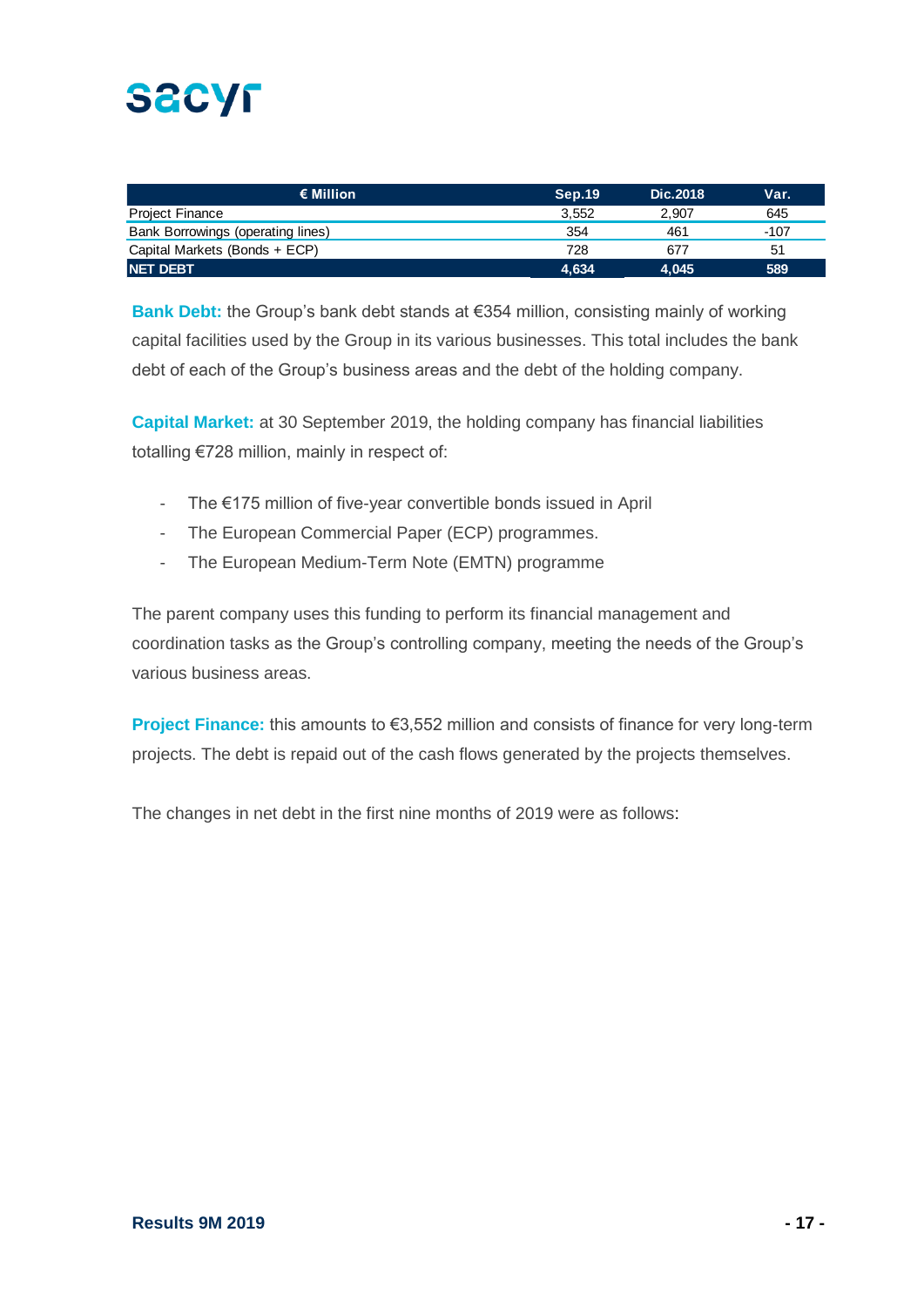| € Million | Sep.19 | Dic.2018 | Var. |
|---|---|---|---|
| Project Finance | 3,552 | 2,907 | 645 |
| Bank Borrowings (operating lines) | 354 | 461 | -107 |
| Capital Markets (Bonds + ECP) | 728 | 677 | 51 |
| **NET DEBT** | **4,634** | **4,045** | **589** |

**Bank Debt:** the Group's bank debt stands at €354 million, consisting mainly of working capital facilities used by the Group in its various businesses. This total includes the bank debt of each of the Group's business areas and the debt of the holding company.

**Capital Market:** at 30 September 2019, the holding company has financial liabilities totalling €728 million, mainly in respect of:

- The €175 million of five-year convertible bonds issued in April
- The European Commercial Paper (ECP) programmes.
- The European Medium-Term Note (EMTN) programme

The parent company uses this funding to perform its financial management and coordination tasks as the Group's controlling company, meeting the needs of the Group's various business areas.

**Project Finance:** this amounts to €3,552 million and consists of finance for very long-term projects. The debt is repaid out of the cash flows generated by the projects themselves.

The changes in net debt in the first nine months of 2019 were as follows: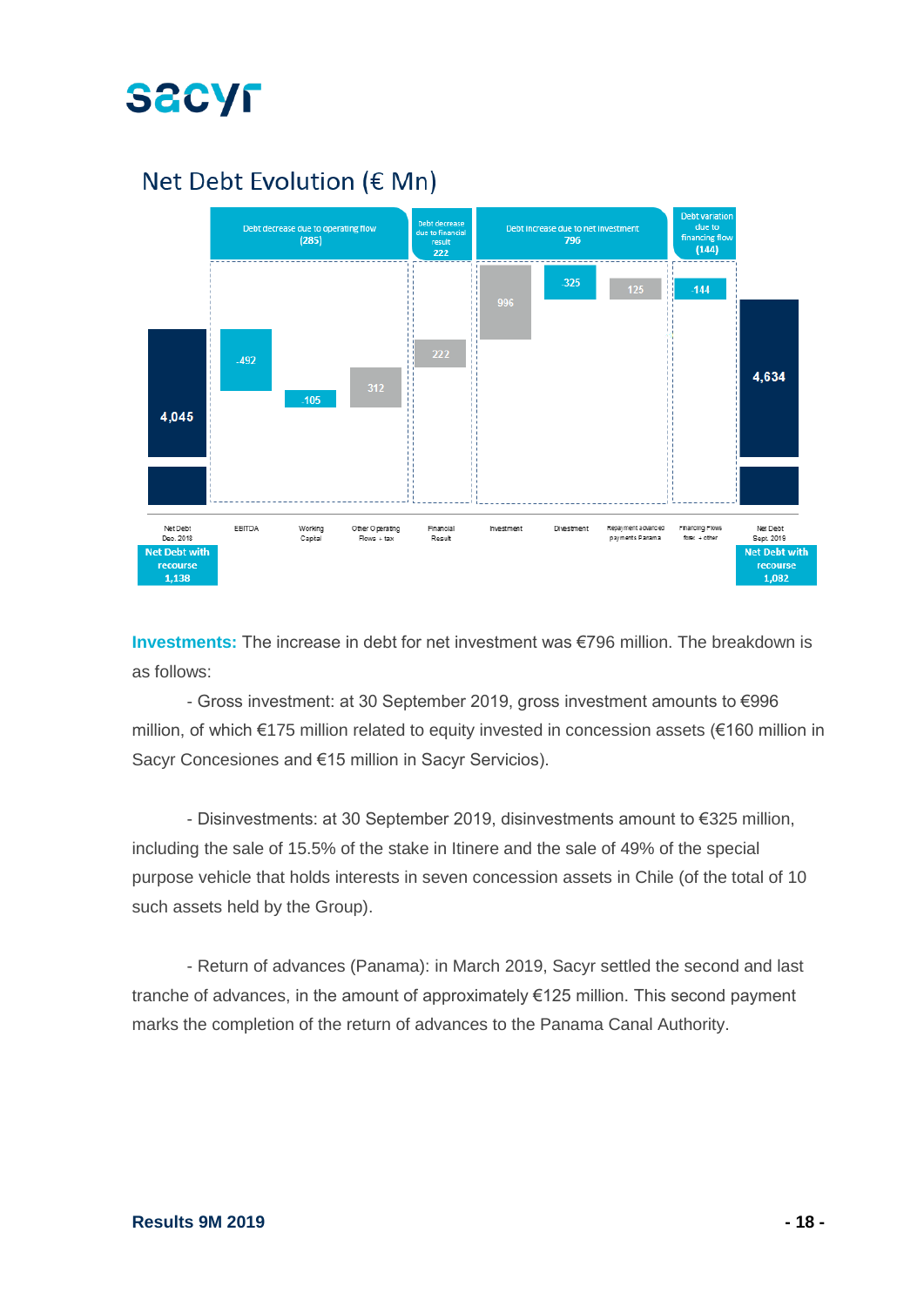## Net Debt Evolution (€ Mn)

| | Debt decrease due to operating flow (285) | | | Debt decrease due to financial result 222 | Debt increase due to net investment 796 | | | Debt variation due to financing flow (144) | |
|---|---|---|---|---|---|---|---|---|---|
| Net Debt Dec. 2018 | EBITDA | Working Capital | Other Operating Flows + tax | Financial Result | Investment | Divestment | Repayment advanced payments Panama | Financing Flows forex + other | Net Debt Sept. 2019 |
| 4,045 | -492 | -105 | 312 | 222 | 996 | -325 | 125 | -144 | 4,634 |
| Net Debt with recourse 1,138 | | | | | | | | | Net Debt with recourse 1,082 |

**Investments:** The increase in debt for net investment was €796 million. The breakdown is as follows:

- Gross investment: at 30 September 2019, gross investment amounts to €996 million, of which €175 million related to equity invested in concession assets (€160 million in Sacyr Concesiones and €15 million in Sacyr Servicios).

- Disinvestments: at 30 September 2019, disinvestments amount to €325 million, including the sale of 15.5% of the stake in Itinere and the sale of 49% of the special purpose vehicle that holds interests in seven concession assets in Chile (of the total of 10 such assets held by the Group).

- Return of advances (Panama): in March 2019, Sacyr settled the second and last tranche of advances, in the amount of approximately €125 million. This second payment marks the completion of the return of advances to the Panama Canal Authority.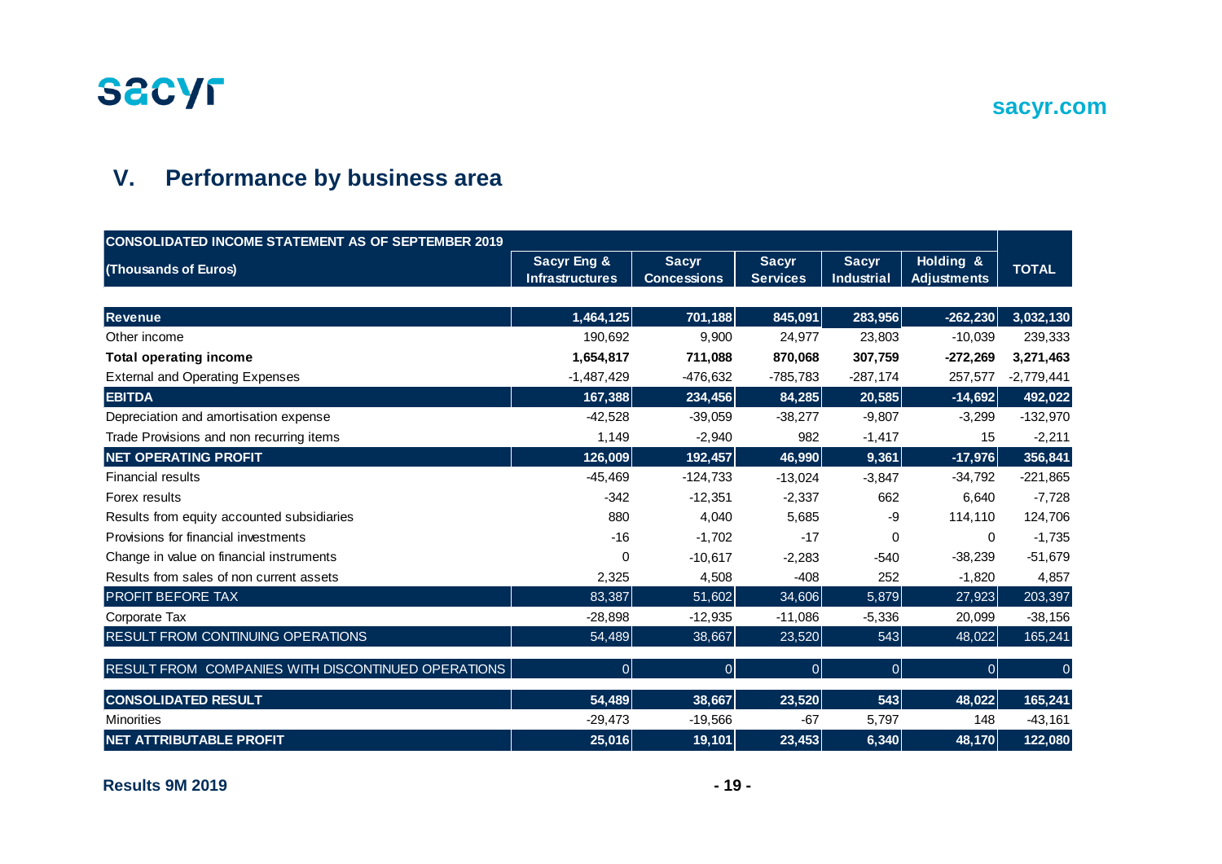## V. Performance by business area

| CONSOLIDATED INCOME STATEMENT AS OF SEPTEMBER 2019 (Thousands of Euros) | Sacyr Eng & Infrastructures | Sacyr Concessions | Sacyr Services | Sacyr Industrial | Holding & Adjustments | TOTAL |
|---|---|---|---|---|---|---|
| **Revenue** | **1,464,125** | **701,188** | **845,091** | **283,956** | **-262,230** | **3,032,130** |
| Other income | 190,692 | 9,900 | 24,977 | 23,803 | -10,039 | 239,333 |
| **Total operating income** | **1,654,817** | **711,088** | **870,068** | **307,759** | **-272,269** | **3,271,463** |
| External and Operating Expenses | -1,487,429 | -476,632 | -785,783 | -287,174 | 257,577 | -2,779,441 |
| **EBITDA** | **167,388** | **234,456** | **84,285** | **20,585** | **-14,692** | **492,022** |
| Depreciation and amortisation expense | -42,528 | -39,059 | -38,277 | -9,807 | -3,299 | -132,970 |
| Trade Provisions and non recurring items | 1,149 | -2,940 | 982 | -1,417 | 15 | -2,211 |
| **NET OPERATING PROFIT** | **126,009** | **192,457** | **46,990** | **9,361** | **-17,976** | **356,841** |
| Financial results | -45,469 | -124,733 | -13,024 | -3,847 | -34,792 | -221,865 |
| Forex results | -342 | -12,351 | -2,337 | 662 | 6,640 | -7,728 |
| Results from equity accounted subsidiaries | 880 | 4,040 | 5,685 | -9 | 114,110 | 124,706 |
| Provisions for financial investments | -16 | -1,702 | -17 | 0 | 0 | -1,735 |
| Change in value on financial instruments | 0 | -10,617 | -2,283 | -540 | -38,239 | -51,679 |
| Results from sales of non current assets | 2,325 | 4,508 | -408 | 252 | -1,820 | 4,857 |
| PROFIT BEFORE TAX | 83,387 | 51,602 | 34,606 | 5,879 | 27,923 | 203,397 |
| Corporate Tax | -28,898 | -12,935 | -11,086 | -5,336 | 20,099 | -38,156 |
| RESULT FROM CONTINUING OPERATIONS | 54,489 | 38,667 | 23,520 | 543 | 48,022 | 165,241 |
| RESULT FROM COMPANIES WITH DISCONTINUED OPERATIONS | 0 | 0 | 0 | 0 | 0 | 0 |
| **CONSOLIDATED RESULT** | **54,489** | **38,667** | **23,520** | **543** | **48,022** | **165,241** |
| Minorities | -29,473 | -19,566 | -67 | 5,797 | 148 | -43,161 |
| **NET ATTRIBUTABLE PROFIT** | **25,016** | **19,101** | **23,453** | **6,340** | **48,170** | **122,080** |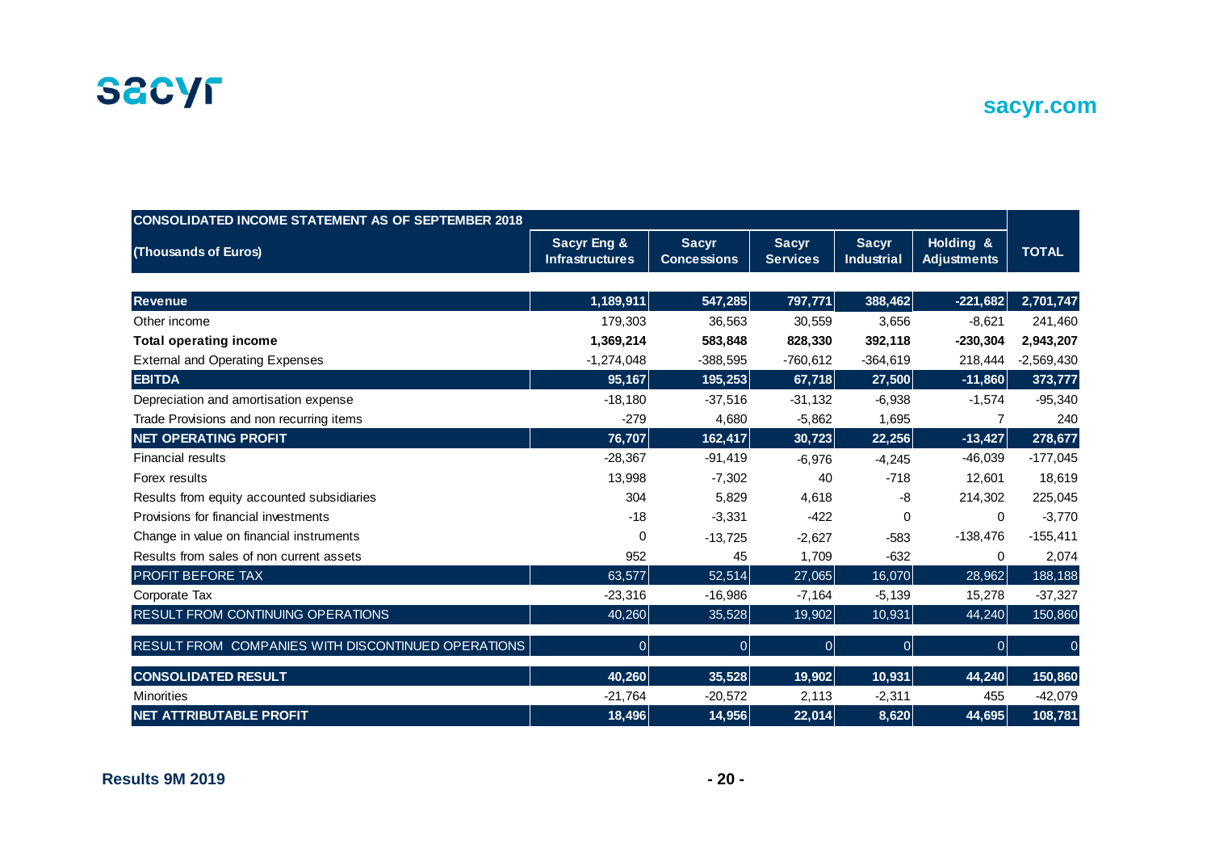| CONSOLIDATED INCOME STATEMENT AS OF SEPTEMBER 2018 | | | | | | |
|---|---|---|---|---|---|---|
| **(Thousands of Euros)** | **Sacyr Eng & Infrastructures** | **Sacyr Concessions** | **Sacyr Services** | **Sacyr Industrial** | **Holding & Adjustments** | **TOTAL** |
| **Revenue** | **1,189,911** | **547,285** | **797,771** | **388,462** | **-221,682** | **2,701,747** |
| Other income | 179,303 | 36,563 | 30,559 | 3,656 | -8,621 | 241,460 |
| **Total operating income** | **1,369,214** | **583,848** | **828,330** | **392,118** | **-230,304** | **2,943,207** |
| External and Operating Expenses | -1,274,048 | -388,595 | -760,612 | -364,619 | 218,444 | -2,569,430 |
| **EBITDA** | **95,167** | **195,253** | **67,718** | **27,500** | **-11,860** | **373,777** |
| Depreciation and amortisation expense | -18,180 | -37,516 | -31,132 | -6,938 | -1,574 | -95,340 |
| Trade Provisions and non recurring items | -279 | 4,680 | -5,862 | 1,695 | 7 | 240 |
| **NET OPERATING PROFIT** | **76,707** | **162,417** | **30,723** | **22,256** | **-13,427** | **278,677** |
| Financial results | -28,367 | -91,419 | -6,976 | -4,245 | -46,039 | -177,045 |
| Forex results | 13,998 | -7,302 | 40 | -718 | 12,601 | 18,619 |
| Results from equity accounted subsidiaries | 304 | 5,829 | 4,618 | -8 | 214,302 | 225,045 |
| Provisions for financial investments | -18 | -3,331 | -422 | 0 | 0 | -3,770 |
| Change in value on financial instruments | 0 | -13,725 | -2,627 | -583 | -138,476 | -155,411 |
| Results from sales of non current assets | 952 | 45 | 1,709 | -632 | 0 | 2,074 |
| PROFIT BEFORE TAX | 63,577 | 52,514 | 27,065 | 16,070 | 28,962 | 188,188 |
| Corporate Tax | -23,316 | -16,986 | -7,164 | -5,139 | 15,278 | -37,327 |
| RESULT FROM CONTINUING OPERATIONS | 40,260 | 35,528 | 19,902 | 10,931 | 44,240 | 150,860 |
| RESULT FROM COMPANIES WITH DISCONTINUED OPERATIONS | 0 | 0 | 0 | 0 | 0 | 0 |
| **CONSOLIDATED RESULT** | **40,260** | **35,528** | **19,902** | **10,931** | **44,240** | **150,860** |
| Minorities | -21,764 | -20,572 | 2,113 | -2,311 | 455 | -42,079 |
| **NET ATTRIBUTABLE PROFIT** | **18,496** | **14,956** | **22,014** | **8,620** | **44,695** | **108,781** |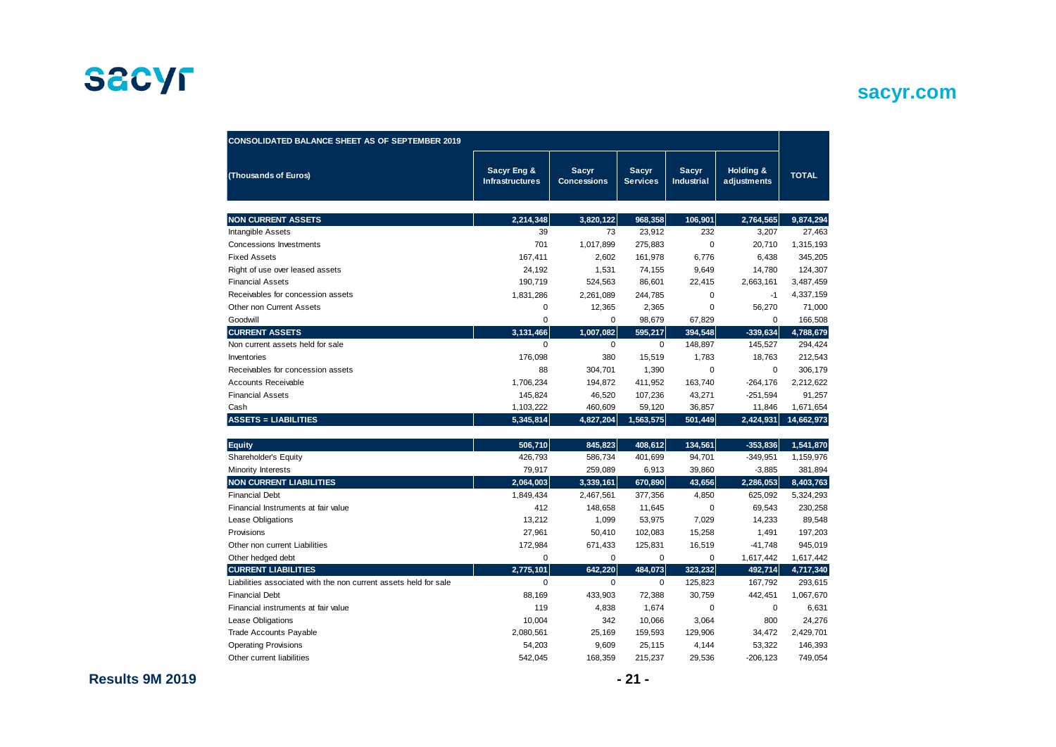## CONSOLIDATED BALANCE SHEET AS OF SEPTEMBER 2019

| (Thousands of Euros) | Sacyr Eng & Infrastructures | Sacyr Concessions | Sacyr Services | Sacyr Industrial | Holding & adjustments | TOTAL |
|---|---|---|---|---|---|---|
| **NON CURRENT ASSETS** | **2,214,348** | **3,820,122** | **968,358** | **106,901** | **2,764,565** | **9,874,294** |
| Intangible Assets | 39 | 73 | 23,912 | 232 | 3,207 | 27,463 |
| Concessions Investments | 701 | 1,017,899 | 275,883 | 0 | 20,710 | 1,315,193 |
| Fixed Assets | 167,411 | 2,602 | 161,978 | 6,776 | 6,438 | 345,205 |
| Right of use over leased assets | 24,192 | 1,531 | 74,155 | 9,649 | 14,780 | 124,307 |
| Financial Assets | 190,719 | 524,563 | 86,601 | 22,415 | 2,663,161 | 3,487,459 |
| Receivables for concession assets | 1,831,286 | 2,261,089 | 244,785 | 0 | -1 | 4,337,159 |
| Other non Current Assets | 0 | 12,365 | 2,365 | 0 | 56,270 | 71,000 |
| Goodwill | 0 | 0 | 98,679 | 67,829 | 0 | 166,508 |
| **CURRENT ASSETS** | **3,131,466** | **1,007,082** | **595,217** | **394,548** | **-339,634** | **4,788,679** |
| Non current assets held for sale | 0 | 0 | 0 | 148,897 | 145,527 | 294,424 |
| Inventories | 176,098 | 380 | 15,519 | 1,783 | 18,763 | 212,543 |
| Receivables for concession assets | 88 | 304,701 | 1,390 | 0 | 0 | 306,179 |
| Accounts Receivable | 1,706,234 | 194,872 | 411,952 | 163,740 | -264,176 | 2,212,622 |
| Financial Assets | 145,824 | 46,520 | 107,236 | 43,271 | -251,594 | 91,257 |
| Cash | 1,103,222 | 460,609 | 59,120 | 36,857 | 11,846 | 1,671,654 |
| **ASSETS = LIABILITIES** | **5,345,814** | **4,827,204** | **1,563,575** | **501,449** | **2,424,931** | **14,662,973** |
| **Equity** | **506,710** | **845,823** | **408,612** | **134,561** | **-353,836** | **1,541,870** |
| Shareholder's Equity | 426,793 | 586,734 | 401,699 | 94,701 | -349,951 | 1,159,976 |
| Minority Interests | 79,917 | 259,089 | 6,913 | 39,860 | -3,885 | 381,894 |
| **NON CURRENT LIABILITIES** | **2,064,003** | **3,339,161** | **670,890** | **43,656** | **2,286,053** | **8,403,763** |
| Financial Debt | 1,849,434 | 2,467,561 | 377,356 | 4,850 | 625,092 | 5,324,293 |
| Financial Instruments at fair value | 412 | 148,658 | 11,645 | 0 | 69,543 | 230,258 |
| Lease Obligations | 13,212 | 1,099 | 53,975 | 7,029 | 14,233 | 89,548 |
| Provisions | 27,961 | 50,410 | 102,083 | 15,258 | 1,491 | 197,203 |
| Other non current Liabilities | 172,984 | 671,433 | 125,831 | 16,519 | -41,748 | 945,019 |
| Other hedged debt | 0 | 0 | 0 | 0 | 1,617,442 | 1,617,442 |
| **CURRENT LIABILITIES** | **2,775,101** | **642,220** | **484,073** | **323,232** | **492,714** | **4,717,340** |
| Liabilities associated with the non current assets held for sale | 0 | 0 | 0 | 125,823 | 167,792 | 293,615 |
| Financial Debt | 88,169 | 433,903 | 72,388 | 30,759 | 442,451 | 1,067,670 |
| Financial instruments at fair value | 119 | 4,838 | 1,674 | 0 | 0 | 6,631 |
| Lease Obligations | 10,004 | 342 | 10,066 | 3,064 | 800 | 24,276 |
| Trade Accounts Payable | 2,080,561 | 25,169 | 159,593 | 129,906 | 34,472 | 2,429,701 |
| Operating Provisions | 54,203 | 9,609 | 25,115 | 4,144 | 53,322 | 146,393 |
| Other current liabilities | 542,045 | 168,359 | 215,237 | 29,536 | -206,123 | 749,054 |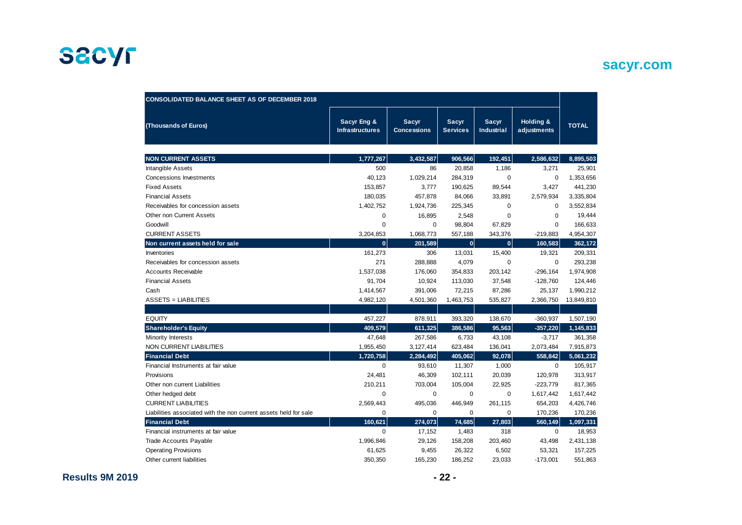| CONSOLIDATED BALANCE SHEET AS OF DECEMBER 2018 | | | | | | |
|---|---|---|---|---|---|---|
| (Thousands of Euros) | Sacyr Eng & Infrastructures | Sacyr Concessions | Sacyr Services | Sacyr Industrial | Holding & adjustments | TOTAL |
| **NON CURRENT ASSETS** | **1,777,267** | **3,432,587** | **906,566** | **192,451** | **2,586,632** | **8,895,503** |
| Intangible Assets | 500 | 86 | 20,858 | 1,186 | 3,271 | 25,901 |
| Concessions Investments | 40,123 | 1,029,214 | 284,319 | 0 | 0 | 1,353,656 |
| Fixed Assets | 153,857 | 3,777 | 190,625 | 89,544 | 3,427 | 441,230 |
| Financial Assets | 180,035 | 457,878 | 84,066 | 33,891 | 2,579,934 | 3,335,804 |
| Receivables for concession assets | 1,402,752 | 1,924,736 | 225,345 | 0 | 0 | 3,552,834 |
| Other non Current Assets | 0 | 16,895 | 2,548 | 0 | 0 | 19,444 |
| Goodwill | 0 | 0 | 98,804 | 67,829 | 0 | 166,633 |
| CURRENT ASSETS | 3,204,853 | 1,068,773 | 557,188 | 343,376 | -219,883 | 4,954,307 |
| **Non current assets held for sale** | **0** | **201,589** | **0** | **0** | **160,583** | **362,172** |
| Inventories | 161,273 | 306 | 13,031 | 15,400 | 19,321 | 209,331 |
| Receivables for concession assets | 271 | 288,888 | 4,079 | 0 | 0 | 293,238 |
| Accounts Receivable | 1,537,038 | 176,060 | 354,833 | 203,142 | -296,164 | 1,974,908 |
| Financial Assets | 91,704 | 10,924 | 113,030 | 37,548 | -128,760 | 124,446 |
| Cash | 1,414,567 | 391,006 | 72,215 | 87,286 | 25,137 | 1,990,212 |
| ASSETS = LIABILITIES | 4,982,120 | 4,501,360 | 1,463,753 | 535,827 | 2,366,750 | 13,849,810 |
| | | | | | | |
| EQUITY | 457,227 | 878,911 | 393,320 | 138,670 | -360,937 | 1,507,190 |
| **Shareholder's Equity** | **409,579** | **611,325** | **386,586** | **95,563** | **-357,220** | **1,145,833** |
| Minority Interests | 47,648 | 267,586 | 6,733 | 43,108 | -3,717 | 361,358 |
| NON CURRENT LIABILITIES | 1,955,450 | 3,127,414 | 623,484 | 136,041 | 2,073,484 | 7,915,873 |
| **Financial Debt** | **1,720,758** | **2,284,492** | **405,062** | **92,078** | **558,842** | **5,061,232** |
| Financial Instruments at fair value | 0 | 93,610 | 11,307 | 1,000 | 0 | 105,917 |
| Provisions | 24,481 | 46,309 | 102,111 | 20,039 | 120,978 | 313,917 |
| Other non current Liabilities | 210,211 | 703,004 | 105,004 | 22,925 | -223,779 | 817,365 |
| Other hedged debt | 0 | 0 | 0 | 0 | 1,617,442 | 1,617,442 |
| CURRENT LIABILITIES | 2,569,443 | 495,036 | 446,949 | 261,115 | 654,203 | 4,426,746 |
| Liabilities associated with the non current assets held for sale | 0 | 0 | 0 | 0 | 170,236 | 170,236 |
| **Financial Debt** | **160,621** | **274,073** | **74,685** | **27,803** | **560,149** | **1,097,331** |
| Financial instruments at fair value | 0 | 17,152 | 1,483 | 318 | 0 | 18,953 |
| Trade Accounts Payable | 1,996,846 | 29,126 | 158,208 | 203,460 | 43,498 | 2,431,138 |
| Operating Provisions | 61,625 | 9,455 | 26,322 | 6,502 | 53,321 | 157,225 |
| Other current liabilities | 350,350 | 165,230 | 186,252 | 23,033 | -173,001 | 551,863 |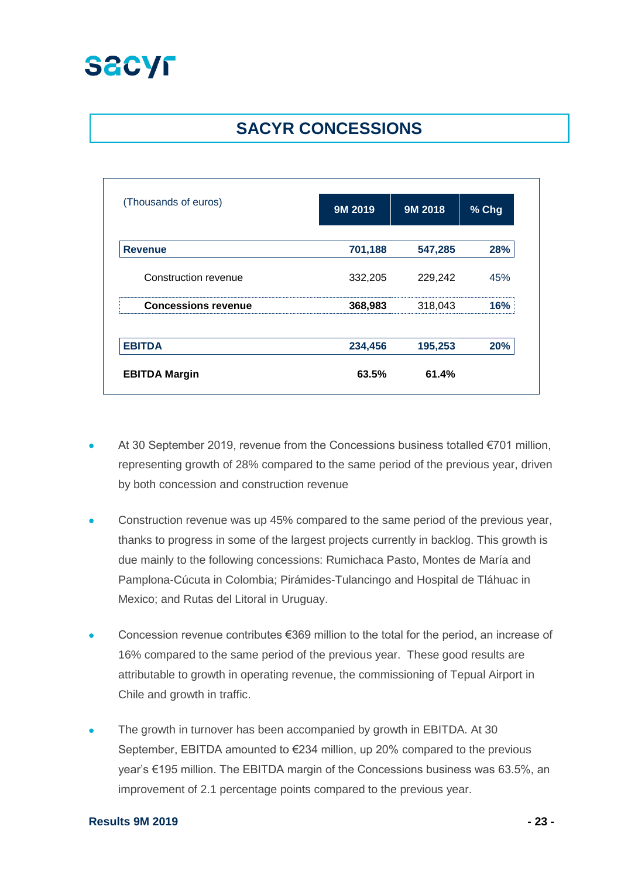# SACYR CONCESSIONS

| (Thousands of euros) | 9M 2019 | 9M 2018 | % Chg |
|---|---|---|---|
| **Revenue** | **701,188** | **547,285** | **28%** |
| Construction revenue | 332,205 | 229,242 | 45% |
| **Concessions revenue** | **368,983** | 318,043 | **16%** |
| **EBITDA** | **234,456** | **195,253** | **20%** |
| **EBITDA Margin** | **63.5%** | **61.4%** | |

- At 30 September 2019, revenue from the Concessions business totalled €701 million, representing growth of 28% compared to the same period of the previous year, driven by both concession and construction revenue
- Construction revenue was up 45% compared to the same period of the previous year, thanks to progress in some of the largest projects currently in backlog. This growth is due mainly to the following concessions: Rumichaca Pasto, Montes de María and Pamplona-Cúcuta in Colombia; Pirámides-Tulancingo and Hospital de Tláhuac in Mexico; and Rutas del Litoral in Uruguay.
- Concession revenue contributes €369 million to the total for the period, an increase of 16% compared to the same period of the previous year. These good results are attributable to growth in operating revenue, the commissioning of Tepual Airport in Chile and growth in traffic.
- The growth in turnover has been accompanied by growth in EBITDA. At 30 September, EBITDA amounted to €234 million, up 20% compared to the previous year's €195 million. The EBITDA margin of the Concessions business was 63.5%, an improvement of 2.1 percentage points compared to the previous year.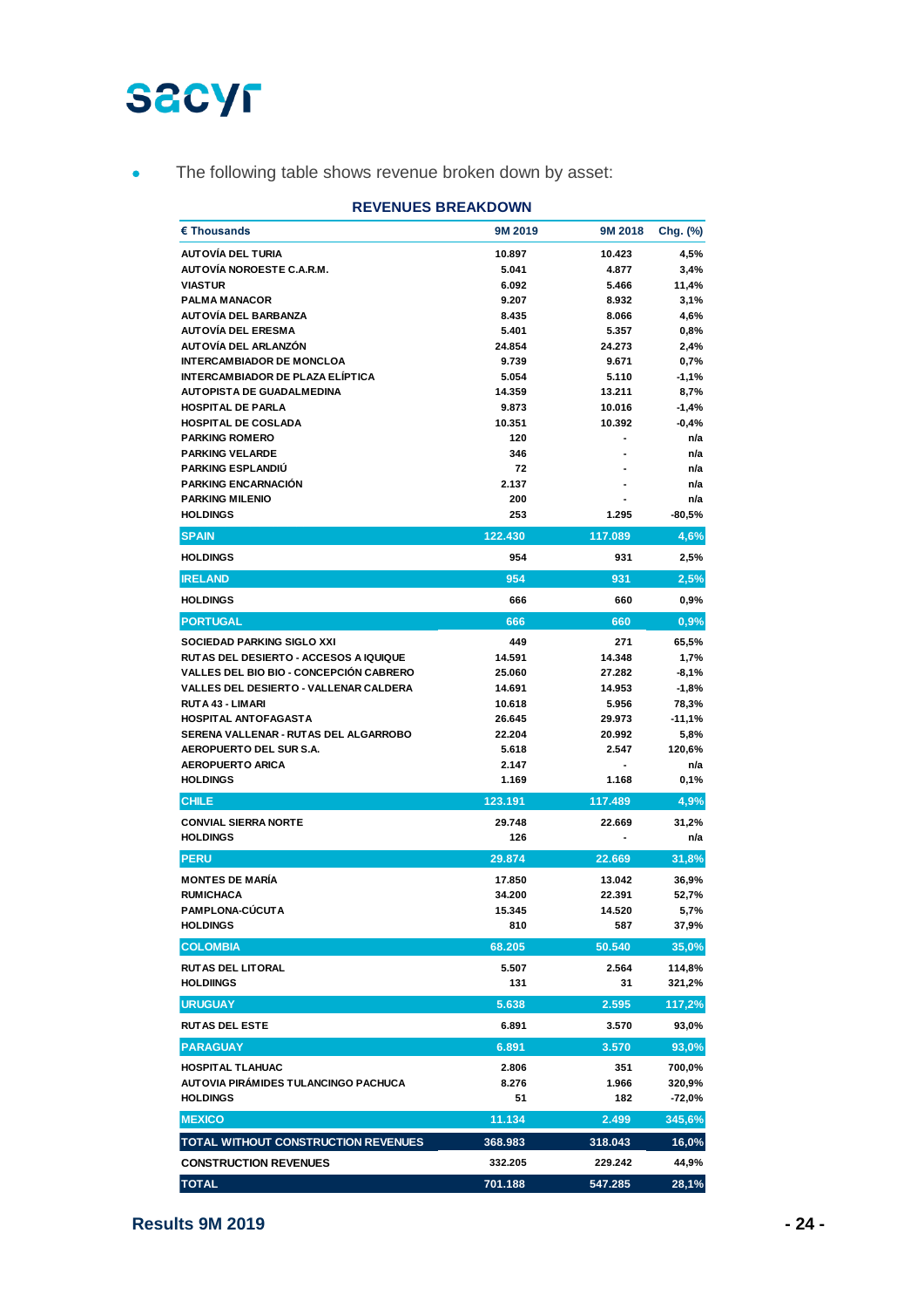- The following table shows revenue broken down by asset:

**REVENUES BREAKDOWN**

| € Thousands | 9M 2019 | 9M 2018 | Chg. (%) |
|---|---|---|---|
| AUTOVÍA DEL TURIA | 10.897 | 10.423 | 4,5% |
| AUTOVÍA NOROESTE C.A.R.M. | 5.041 | 4.877 | 3,4% |
| VIASTUR | 6.092 | 5.466 | 11,4% |
| PALMA MANACOR | 9.207 | 8.932 | 3,1% |
| AUTOVÍA DEL BARBANZA | 8.435 | 8.066 | 4,6% |
| AUTOVÍA DEL ERESMA | 5.401 | 5.357 | 0,8% |
| AUTOVÍA DEL ARLANZÓN | 24.854 | 24.273 | 2,4% |
| INTERCAMBIADOR DE MONCLOA | 9.739 | 9.671 | 0,7% |
| INTERCAMBIADOR DE PLAZA ELÍPTICA | 5.054 | 5.110 | -1,1% |
| AUTOPISTA DE GUADALMEDINA | 14.359 | 13.211 | 8,7% |
| HOSPITAL DE PARLA | 9.873 | 10.016 | -1,4% |
| HOSPITAL DE COSLADA | 10.351 | 10.392 | -0,4% |
| PARKING ROMERO | 120 | - | n/a |
| PARKING VELARDE | 346 | - | n/a |
| PARKING ESPLANDIÚ | 72 | - | n/a |
| PARKING ENCARNACIÓN | 2.137 | - | n/a |
| PARKING MILENIO | 200 | - | n/a |
| HOLDINGS | 253 | 1.295 | -80,5% |
| **SPAIN** | **122.430** | **117.089** | **4,6%** |
| HOLDINGS | 954 | 931 | 2,5% |
| **IRELAND** | **954** | **931** | **2,5%** |
| HOLDINGS | 666 | 660 | 0,9% |
| **PORTUGAL** | **666** | **660** | **0,9%** |
| SOCIEDAD PARKING SIGLO XXI | 449 | 271 | 65,5% |
| RUTAS DEL DESIERTO - ACCESOS A IQUIQUE | 14.591 | 14.348 | 1,7% |
| VALLES DEL BIO BIO - CONCEPCIÓN CABRERO | 25.060 | 27.282 | -8,1% |
| VALLES DEL DESIERTO - VALLENAR CALDERA | 14.691 | 14.953 | -1,8% |
| RUTA 43 - LIMARI | 10.618 | 5.956 | 78,3% |
| HOSPITAL ANTOFAGASTA | 26.645 | 29.973 | -11,1% |
| SERENA VALLENAR - RUTAS DEL ALGARROBO | 22.204 | 20.992 | 5,8% |
| AEROPUERTO DEL SUR S.A. | 5.618 | 2.547 | 120,6% |
| AEROPUERTO ARICA | 2.147 | - | n/a |
| HOLDINGS | 1.169 | 1.168 | 0,1% |
| **CHILE** | **123.191** | **117.489** | **4,9%** |
| CONVIAL SIERRA NORTE | 29.748 | 22.669 | 31,2% |
| HOLDINGS | 126 | - | n/a |
| **PERU** | **29.874** | **22.669** | **31,8%** |
| MONTES DE MARÍA | 17.850 | 13.042 | 36,9% |
| RUMICHACA | 34.200 | 22.391 | 52,7% |
| PAMPLONA-CÚCUTA | 15.345 | 14.520 | 5,7% |
| HOLDINGS | 810 | 587 | 37,9% |
| **COLOMBIA** | **68.205** | **50.540** | **35,0%** |
| RUTAS DEL LITORAL | 5.507 | 2.564 | 114,8% |
| HOLDIINGS | 131 | 31 | 321,2% |
| **URUGUAY** | **5.638** | **2.595** | **117,2%** |
| RUTAS DEL ESTE | 6.891 | 3.570 | 93,0% |
| **PARAGUAY** | **6.891** | **3.570** | **93,0%** |
| HOSPITAL TLAHUAC | 2.806 | 351 | 700,0% |
| AUTOVIA PIRÁMIDES TULANCINGO PACHUCA | 8.276 | 1.966 | 320,9% |
| HOLDINGS | 51 | 182 | -72,0% |
| **MEXICO** | **11.134** | **2.499** | **345,6%** |
| **TOTAL WITHOUT CONSTRUCTION REVENUES** | **368.983** | **318.043** | **16,0%** |
| **CONSTRUCTION REVENUES** | 332.205 | 229.242 | 44,9% |
| **TOTAL** | **701.188** | **547.285** | **28,1%** |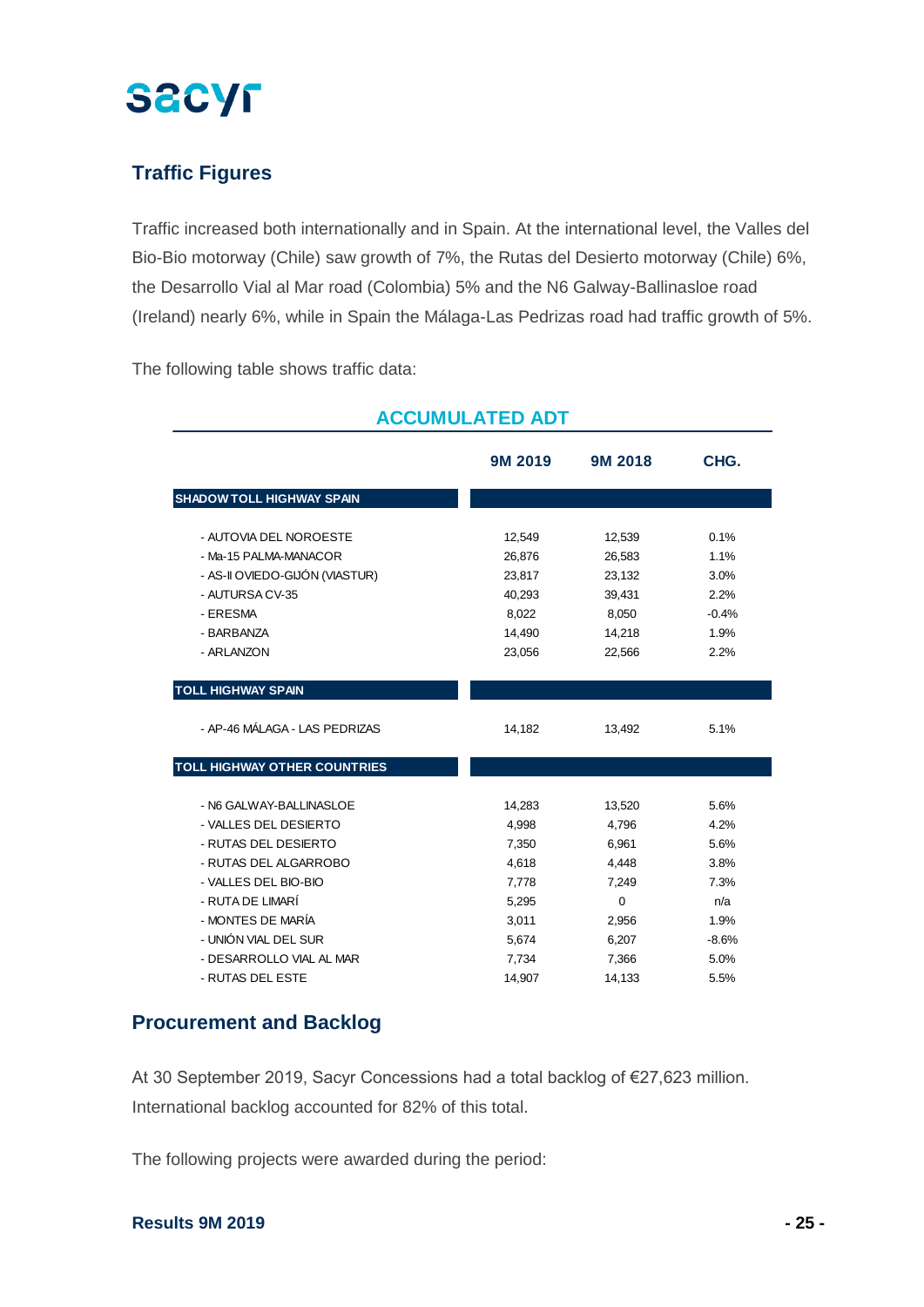## Traffic Figures

Traffic increased both internationally and in Spain. At the international level, the Valles del Bio-Bio motorway (Chile) saw growth of 7%, the Rutas del Desierto motorway (Chile) 6%, the Desarrollo Vial al Mar road (Colombia) 5% and the N6 Galway-Ballinasloe road (Ireland) nearly 6%, while in Spain the Málaga-Las Pedrizas road had traffic growth of 5%.

The following table shows traffic data:

**ACCUMULATED ADT**

| | 9M 2019 | 9M 2018 | CHG. |
|---|---|---|---|
| **SHADOW TOLL HIGHWAY SPAIN** | | | |
| - AUTOVIA DEL NOROESTE | 12,549 | 12,539 | 0.1% |
| - Ma-15 PALMA-MANACOR | 26,876 | 26,583 | 1.1% |
| - AS-II OVIEDO-GIJÓN (VIASTUR) | 23,817 | 23,132 | 3.0% |
| - AUTURSA CV-35 | 40,293 | 39,431 | 2.2% |
| - ERESMA | 8,022 | 8,050 | -0.4% |
| - BARBANZA | 14,490 | 14,218 | 1.9% |
| - ARLANZON | 23,056 | 22,566 | 2.2% |
| **TOLL HIGHWAY SPAIN** | | | |
| - AP-46 MÁLAGA - LAS PEDRIZAS | 14,182 | 13,492 | 5.1% |
| **TOLL HIGHWAY OTHER COUNTRIES** | | | |
| - N6 GALWAY-BALLINASLOE | 14,283 | 13,520 | 5.6% |
| - VALLES DEL DESIERTO | 4,998 | 4,796 | 4.2% |
| - RUTAS DEL DESIERTO | 7,350 | 6,961 | 5.6% |
| - RUTAS DEL ALGARROBO | 4,618 | 4,448 | 3.8% |
| - VALLES DEL BIO-BIO | 7,778 | 7,249 | 7.3% |
| - RUTA DE LIMARÍ | 5,295 | 0 | n/a |
| - MONTES DE MARÍA | 3,011 | 2,956 | 1.9% |
| - UNIÓN VIAL DEL SUR | 5,674 | 6,207 | -8.6% |
| - DESARROLLO VIAL AL MAR | 7,734 | 7,366 | 5.0% |
| - RUTAS DEL ESTE | 14,907 | 14,133 | 5.5% |

## Procurement and Backlog

At 30 September 2019, Sacyr Concessions had a total backlog of €27,623 million. International backlog accounted for 82% of this total.

The following projects were awarded during the period: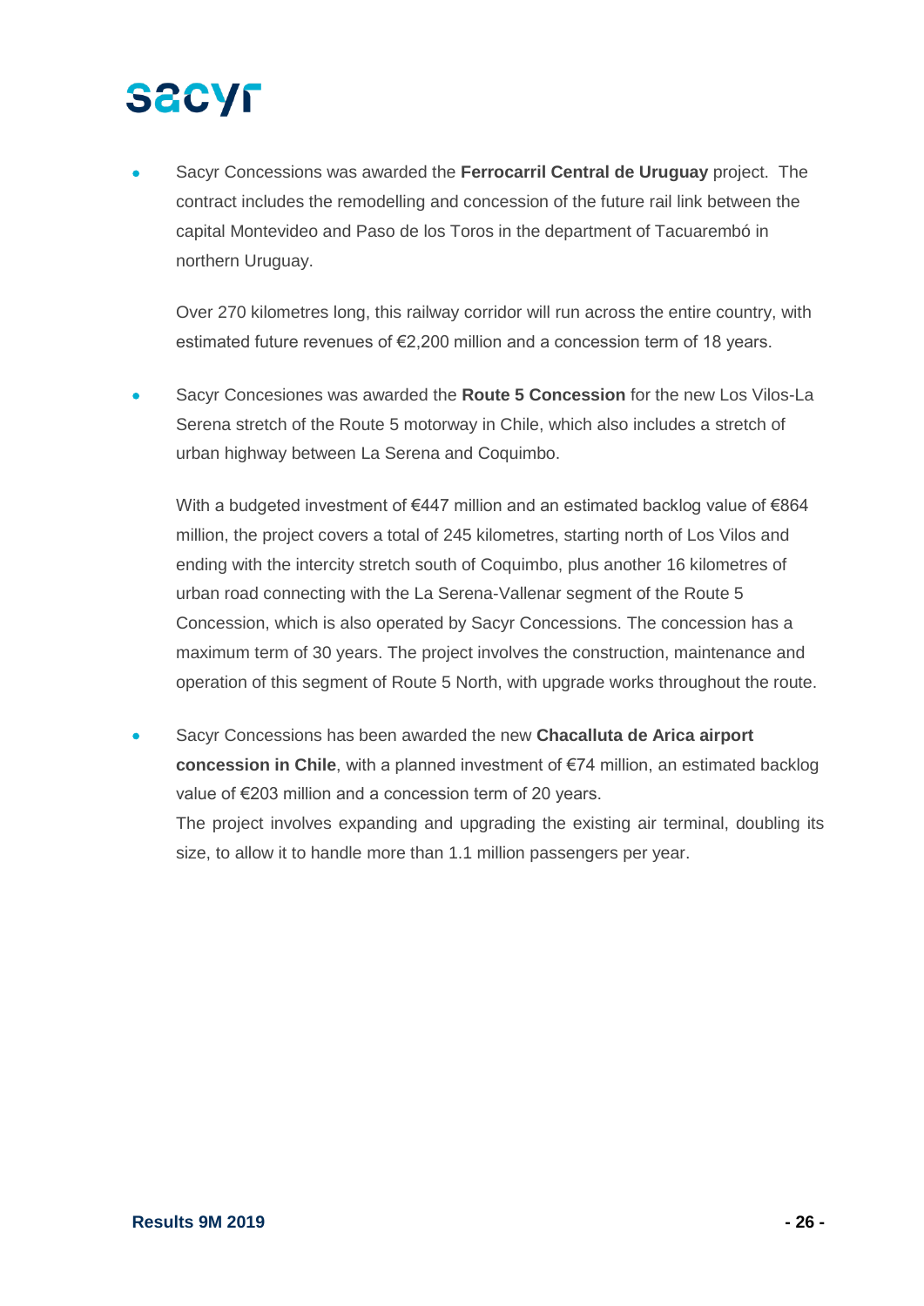- Sacyr Concessions was awarded the **Ferrocarril Central de Uruguay** project. The contract includes the remodelling and concession of the future rail link between the capital Montevideo and Paso de los Toros in the department of Tacuarembó in northern Uruguay.

  Over 270 kilometres long, this railway corridor will run across the entire country, with estimated future revenues of €2,200 million and a concession term of 18 years.

- Sacyr Concesiones was awarded the **Route 5 Concession** for the new Los Vilos-La Serena stretch of the Route 5 motorway in Chile, which also includes a stretch of urban highway between La Serena and Coquimbo.

  With a budgeted investment of €447 million and an estimated backlog value of €864 million, the project covers a total of 245 kilometres, starting north of Los Vilos and ending with the intercity stretch south of Coquimbo, plus another 16 kilometres of urban road connecting with the La Serena-Vallenar segment of the Route 5 Concession, which is also operated by Sacyr Concessions. The concession has a maximum term of 30 years. The project involves the construction, maintenance and operation of this segment of Route 5 North, with upgrade works throughout the route.

- Sacyr Concessions has been awarded the new **Chacalluta de Arica airport concession in Chile**, with a planned investment of €74 million, an estimated backlog value of €203 million and a concession term of 20 years.
  The project involves expanding and upgrading the existing air terminal, doubling its size, to allow it to handle more than 1.1 million passengers per year.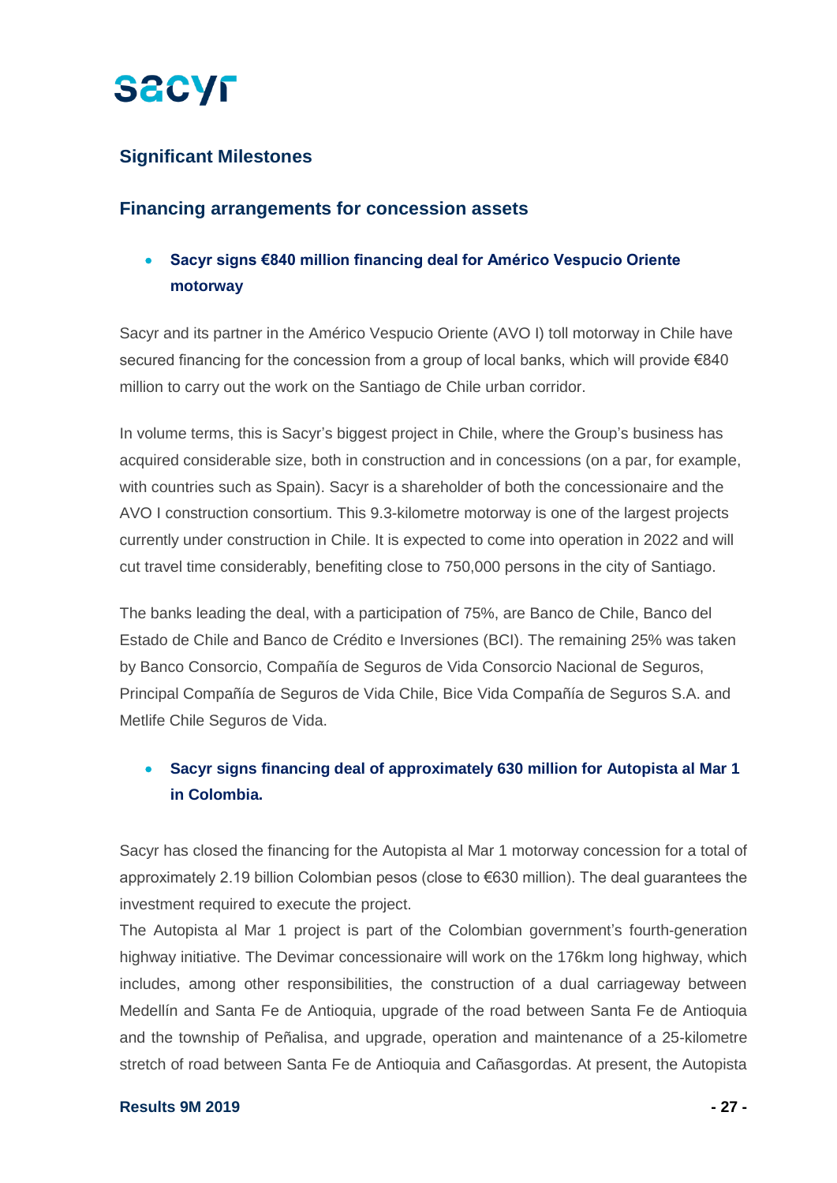## Significant Milestones

### Financing arrangements for concession assets

- **Sacyr signs €840 million financing deal for Américo Vespucio Oriente motorway**

Sacyr and its partner in the Américo Vespucio Oriente (AVO I) toll motorway in Chile have secured financing for the concession from a group of local banks, which will provide €840 million to carry out the work on the Santiago de Chile urban corridor.

In volume terms, this is Sacyr's biggest project in Chile, where the Group's business has acquired considerable size, both in construction and in concessions (on a par, for example, with countries such as Spain). Sacyr is a shareholder of both the concessionaire and the AVO I construction consortium. This 9.3-kilometre motorway is one of the largest projects currently under construction in Chile. It is expected to come into operation in 2022 and will cut travel time considerably, benefiting close to 750,000 persons in the city of Santiago.

The banks leading the deal, with a participation of 75%, are Banco de Chile, Banco del Estado de Chile and Banco de Crédito e Inversiones (BCI). The remaining 25% was taken by Banco Consorcio, Compañía de Seguros de Vida Consorcio Nacional de Seguros, Principal Compañía de Seguros de Vida Chile, Bice Vida Compañía de Seguros S.A. and Metlife Chile Seguros de Vida.

- **Sacyr signs financing deal of approximately 630 million for Autopista al Mar 1 in Colombia.**

Sacyr has closed the financing for the Autopista al Mar 1 motorway concession for a total of approximately 2.19 billion Colombian pesos (close to €630 million). The deal guarantees the investment required to execute the project.

The Autopista al Mar 1 project is part of the Colombian government's fourth-generation highway initiative. The Devimar concessionaire will work on the 176km long highway, which includes, among other responsibilities, the construction of a dual carriageway between Medellín and Santa Fe de Antioquia, upgrade of the road between Santa Fe de Antioquia and the township of Peñalisa, and upgrade, operation and maintenance of a 25-kilometre stretch of road between Santa Fe de Antioquia and Cañasgordas. At present, the Autopista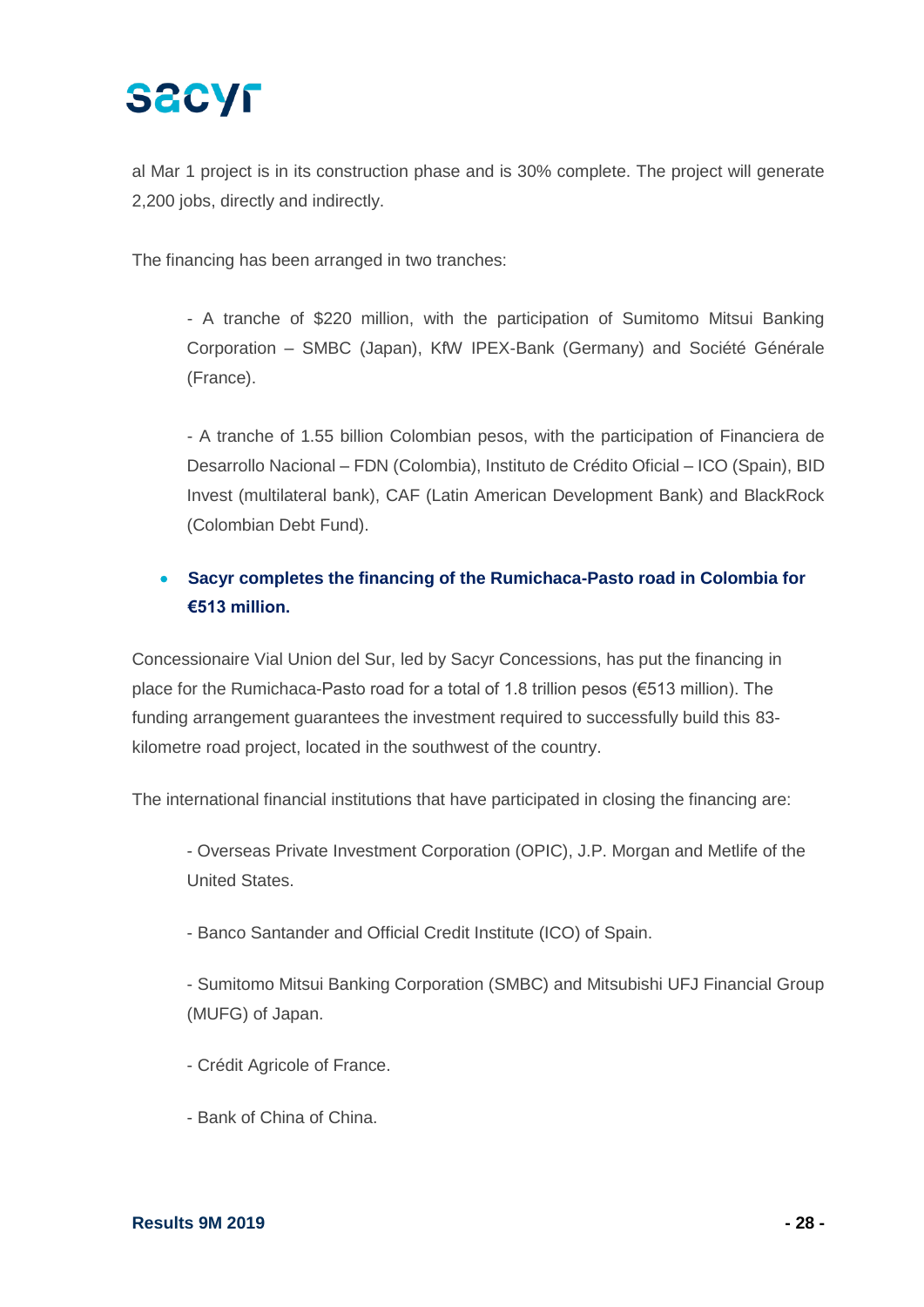al Mar 1 project is in its construction phase and is 30% complete. The project will generate 2,200 jobs, directly and indirectly.

The financing has been arranged in two tranches:

- A tranche of $220 million, with the participation of Sumitomo Mitsui Banking Corporation – SMBC (Japan), KfW IPEX-Bank (Germany) and Société Générale (France).

- A tranche of 1.55 billion Colombian pesos, with the participation of Financiera de Desarrollo Nacional – FDN (Colombia), Instituto de Crédito Oficial – ICO (Spain), BID Invest (multilateral bank), CAF (Latin American Development Bank) and BlackRock (Colombian Debt Fund).

- **Sacyr completes the financing of the Rumichaca-Pasto road in Colombia for €513 million.**

Concessionaire Vial Union del Sur, led by Sacyr Concessions, has put the financing in place for the Rumichaca-Pasto road for a total of 1.8 trillion pesos (€513 million). The funding arrangement guarantees the investment required to successfully build this 83-kilometre road project, located in the southwest of the country.

The international financial institutions that have participated in closing the financing are:

- Overseas Private Investment Corporation (OPIC), J.P. Morgan and Metlife of the United States.

- Banco Santander and Official Credit Institute (ICO) of Spain.

- Sumitomo Mitsui Banking Corporation (SMBC) and Mitsubishi UFJ Financial Group (MUFG) of Japan.

- Crédit Agricole of France.

- Bank of China of China.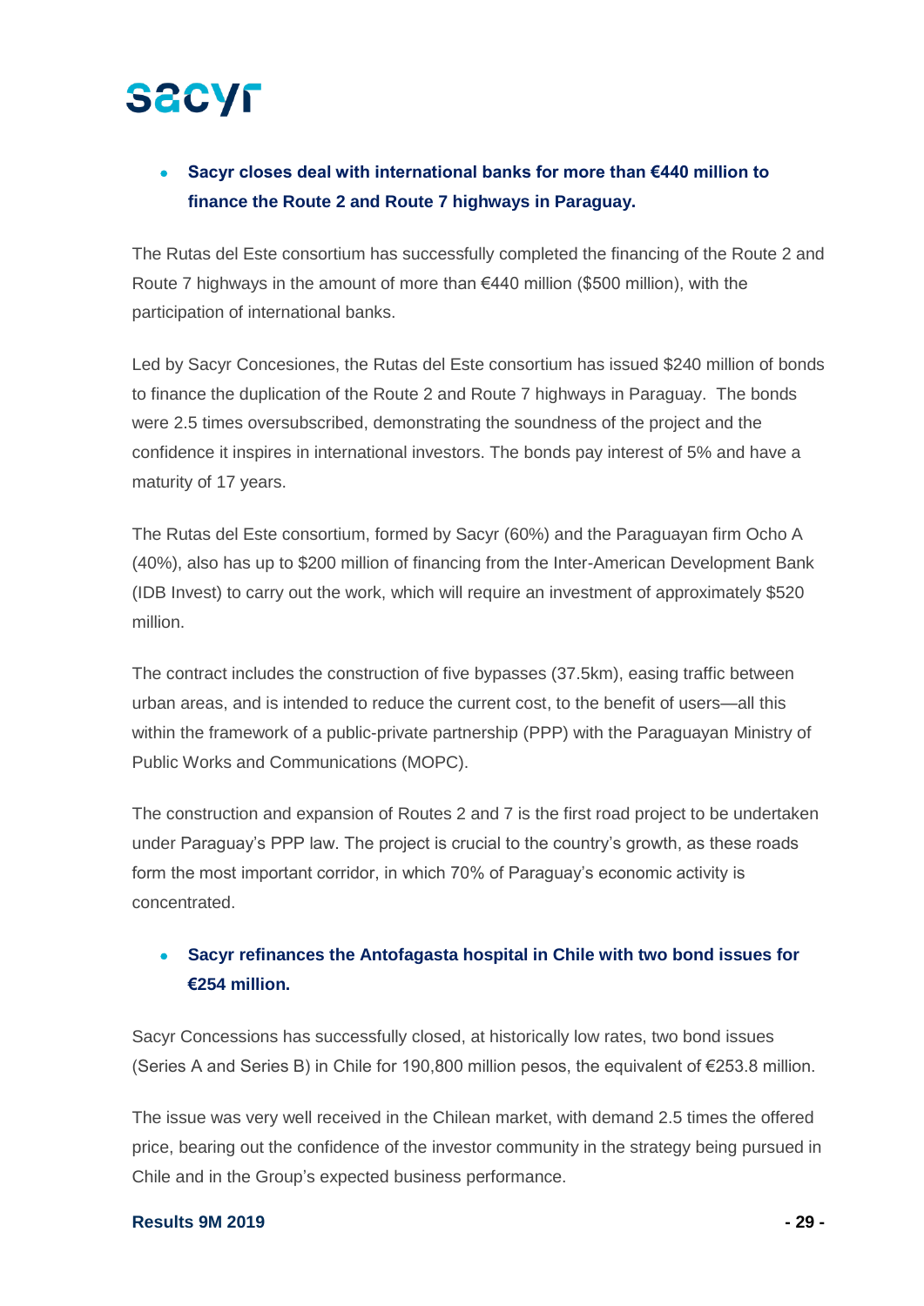- **Sacyr closes deal with international banks for more than €440 million to finance the Route 2 and Route 7 highways in Paraguay.**

The Rutas del Este consortium has successfully completed the financing of the Route 2 and Route 7 highways in the amount of more than €440 million ($500 million), with the participation of international banks.

Led by Sacyr Concesiones, the Rutas del Este consortium has issued $240 million of bonds to finance the duplication of the Route 2 and Route 7 highways in Paraguay. The bonds were 2.5 times oversubscribed, demonstrating the soundness of the project and the confidence it inspires in international investors. The bonds pay interest of 5% and have a maturity of 17 years.

The Rutas del Este consortium, formed by Sacyr (60%) and the Paraguayan firm Ocho A (40%), also has up to $200 million of financing from the Inter-American Development Bank (IDB Invest) to carry out the work, which will require an investment of approximately $520 million.

The contract includes the construction of five bypasses (37.5km), easing traffic between urban areas, and is intended to reduce the current cost, to the benefit of users—all this within the framework of a public-private partnership (PPP) with the Paraguayan Ministry of Public Works and Communications (MOPC).

The construction and expansion of Routes 2 and 7 is the first road project to be undertaken under Paraguay's PPP law. The project is crucial to the country's growth, as these roads form the most important corridor, in which 70% of Paraguay's economic activity is concentrated.

- **Sacyr refinances the Antofagasta hospital in Chile with two bond issues for €254 million.**

Sacyr Concessions has successfully closed, at historically low rates, two bond issues (Series A and Series B) in Chile for 190,800 million pesos, the equivalent of €253.8 million.

The issue was very well received in the Chilean market, with demand 2.5 times the offered price, bearing out the confidence of the investor community in the strategy being pursued in Chile and in the Group's expected business performance.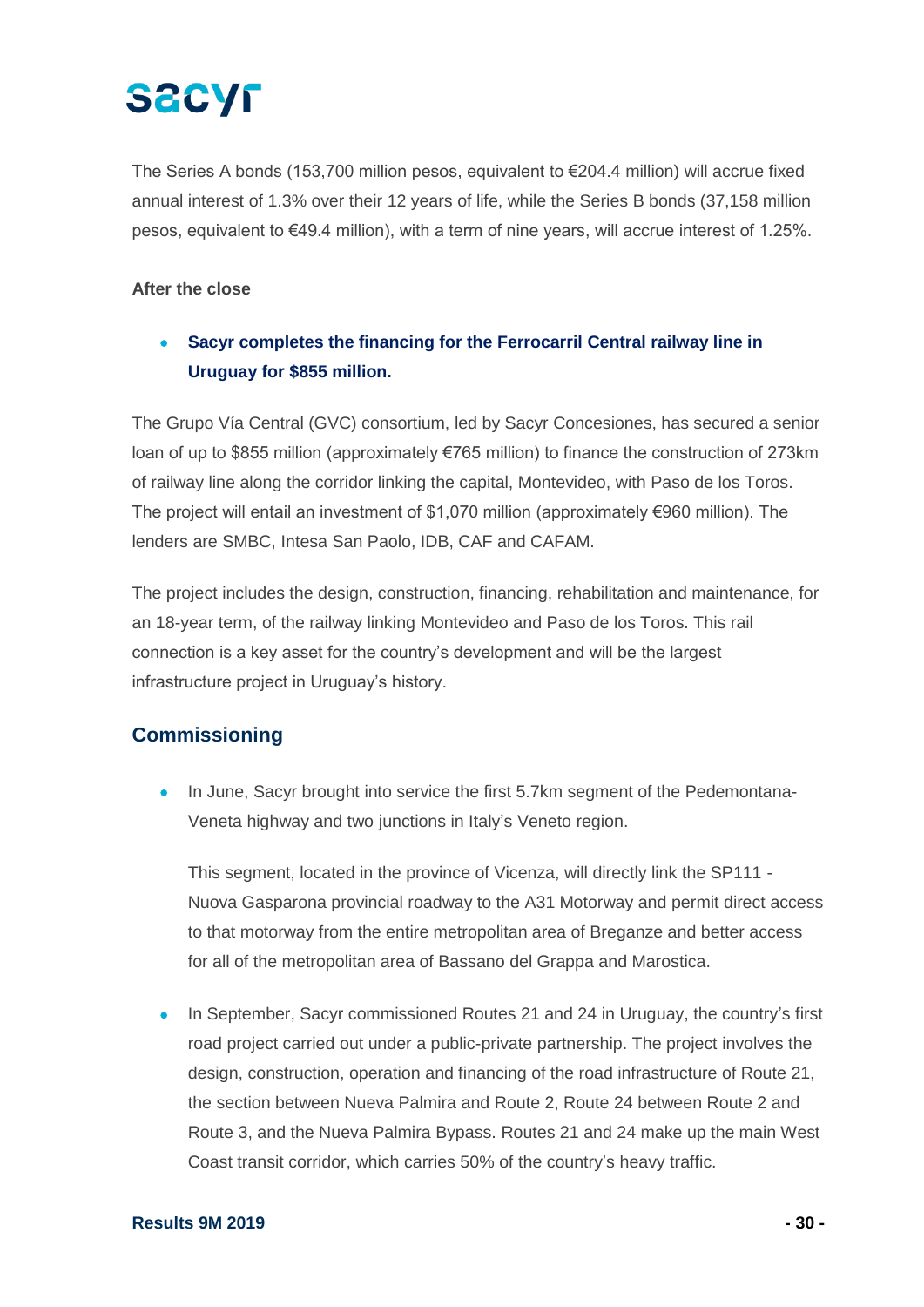The Series A bonds (153,700 million pesos, equivalent to €204.4 million) will accrue fixed annual interest of 1.3% over their 12 years of life, while the Series B bonds (37,158 million pesos, equivalent to €49.4 million), with a term of nine years, will accrue interest of 1.25%.

**After the close**

- **Sacyr completes the financing for the Ferrocarril Central railway line in Uruguay for $855 million.**

The Grupo Vía Central (GVC) consortium, led by Sacyr Concesiones, has secured a senior loan of up to $855 million (approximately €765 million) to finance the construction of 273km of railway line along the corridor linking the capital, Montevideo, with Paso de los Toros. The project will entail an investment of $1,070 million (approximately €960 million). The lenders are SMBC, Intesa San Paolo, IDB, CAF and CAFAM.

The project includes the design, construction, financing, rehabilitation and maintenance, for an 18-year term, of the railway linking Montevideo and Paso de los Toros. This rail connection is a key asset for the country's development and will be the largest infrastructure project in Uruguay's history.

## Commissioning

- In June, Sacyr brought into service the first 5.7km segment of the Pedemontana-Veneta highway and two junctions in Italy's Veneto region.

  This segment, located in the province of Vicenza, will directly link the SP111 - Nuova Gasparona provincial roadway to the A31 Motorway and permit direct access to that motorway from the entire metropolitan area of Breganze and better access for all of the metropolitan area of Bassano del Grappa and Marostica.

- In September, Sacyr commissioned Routes 21 and 24 in Uruguay, the country's first road project carried out under a public-private partnership. The project involves the design, construction, operation and financing of the road infrastructure of Route 21, the section between Nueva Palmira and Route 2, Route 24 between Route 2 and Route 3, and the Nueva Palmira Bypass. Routes 21 and 24 make up the main West Coast transit corridor, which carries 50% of the country's heavy traffic.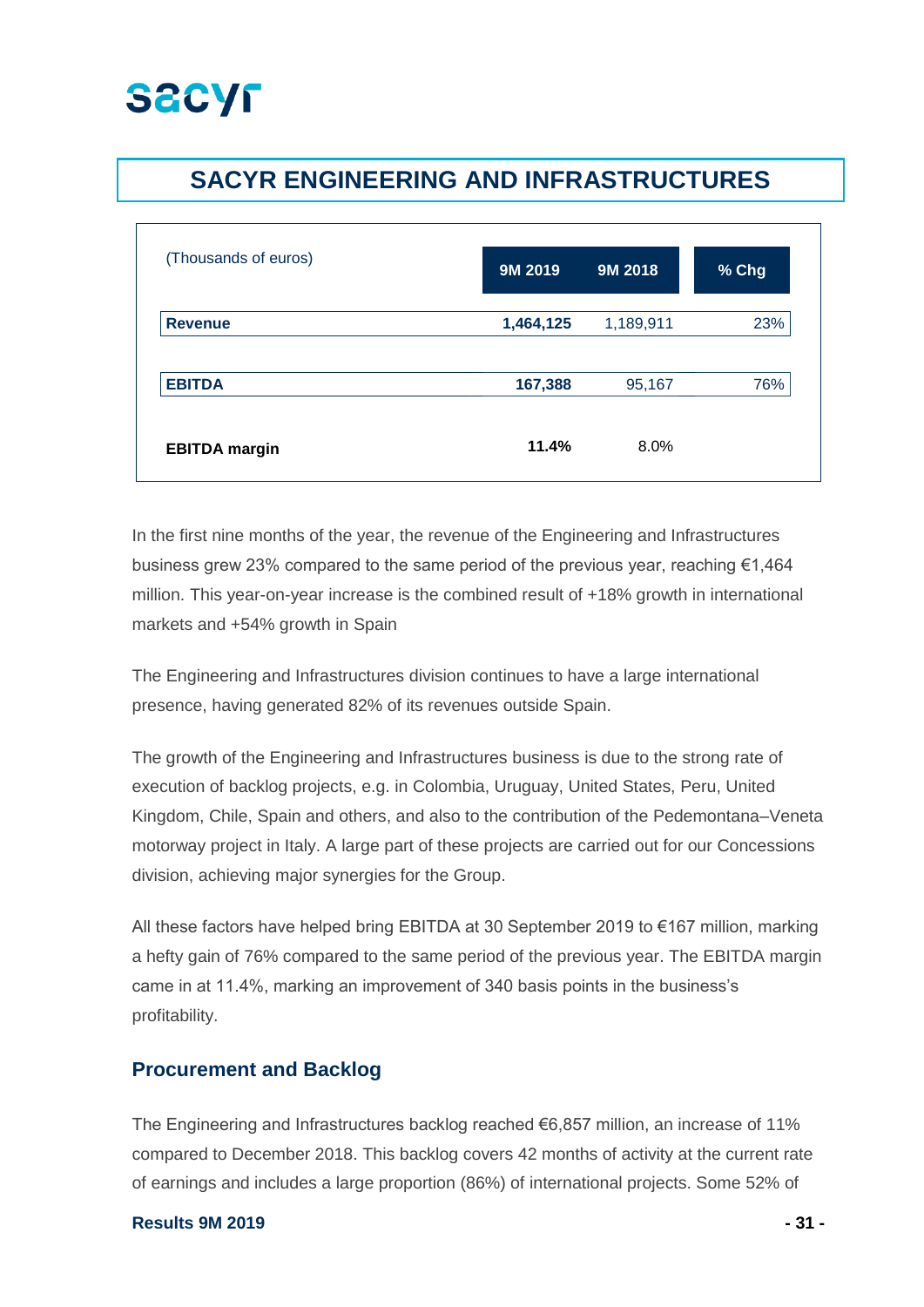# SACYR ENGINEERING AND INFRASTRUCTURES

| (Thousands of euros) | 9M 2019 | 9M 2018 | % Chg |
|---|---|---|---|
| **Revenue** | **1,464,125** | 1,189,911 | 23% |
| **EBITDA** | **167,388** | 95,167 | 76% |
| **EBITDA margin** | **11.4%** | 8.0% | |

In the first nine months of the year, the revenue of the Engineering and Infrastructures business grew 23% compared to the same period of the previous year, reaching €1,464 million. This year-on-year increase is the combined result of +18% growth in international markets and +54% growth in Spain

The Engineering and Infrastructures division continues to have a large international presence, having generated 82% of its revenues outside Spain.

The growth of the Engineering and Infrastructures business is due to the strong rate of execution of backlog projects, e.g. in Colombia, Uruguay, United States, Peru, United Kingdom, Chile, Spain and others, and also to the contribution of the Pedemontana–Veneta motorway project in Italy. A large part of these projects are carried out for our Concessions division, achieving major synergies for the Group.

All these factors have helped bring EBITDA at 30 September 2019 to €167 million, marking a hefty gain of 76% compared to the same period of the previous year. The EBITDA margin came in at 11.4%, marking an improvement of 340 basis points in the business's profitability.

## Procurement and Backlog

The Engineering and Infrastructures backlog reached €6,857 million, an increase of 11% compared to December 2018. This backlog covers 42 months of activity at the current rate of earnings and includes a large proportion (86%) of international projects. Some 52% of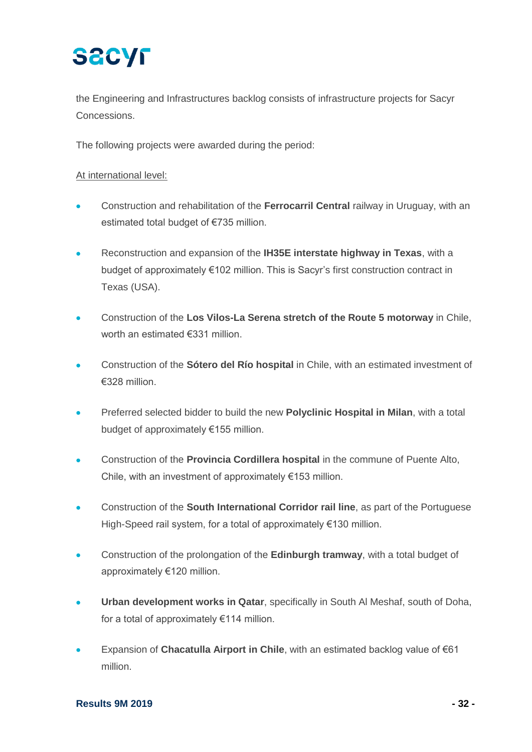the Engineering and Infrastructures backlog consists of infrastructure projects for Sacyr Concessions.

The following projects were awarded during the period:

At international level:

- Construction and rehabilitation of the **Ferrocarril Central** railway in Uruguay, with an estimated total budget of €735 million.
- Reconstruction and expansion of the **IH35E interstate highway in Texas**, with a budget of approximately €102 million. This is Sacyr's first construction contract in Texas (USA).
- Construction of the **Los Vilos-La Serena stretch of the Route 5 motorway** in Chile, worth an estimated €331 million.
- Construction of the **Sótero del Río hospital** in Chile, with an estimated investment of €328 million.
- Preferred selected bidder to build the new **Polyclinic Hospital in Milan**, with a total budget of approximately €155 million.
- Construction of the **Provincia Cordillera hospital** in the commune of Puente Alto, Chile, with an investment of approximately €153 million.
- Construction of the **South International Corridor rail line**, as part of the Portuguese High-Speed rail system, for a total of approximately €130 million.
- Construction of the prolongation of the **Edinburgh tramway**, with a total budget of approximately €120 million.
- **Urban development works in Qatar**, specifically in South Al Meshaf, south of Doha, for a total of approximately €114 million.
- Expansion of **Chacatulla Airport in Chile**, with an estimated backlog value of €61 million.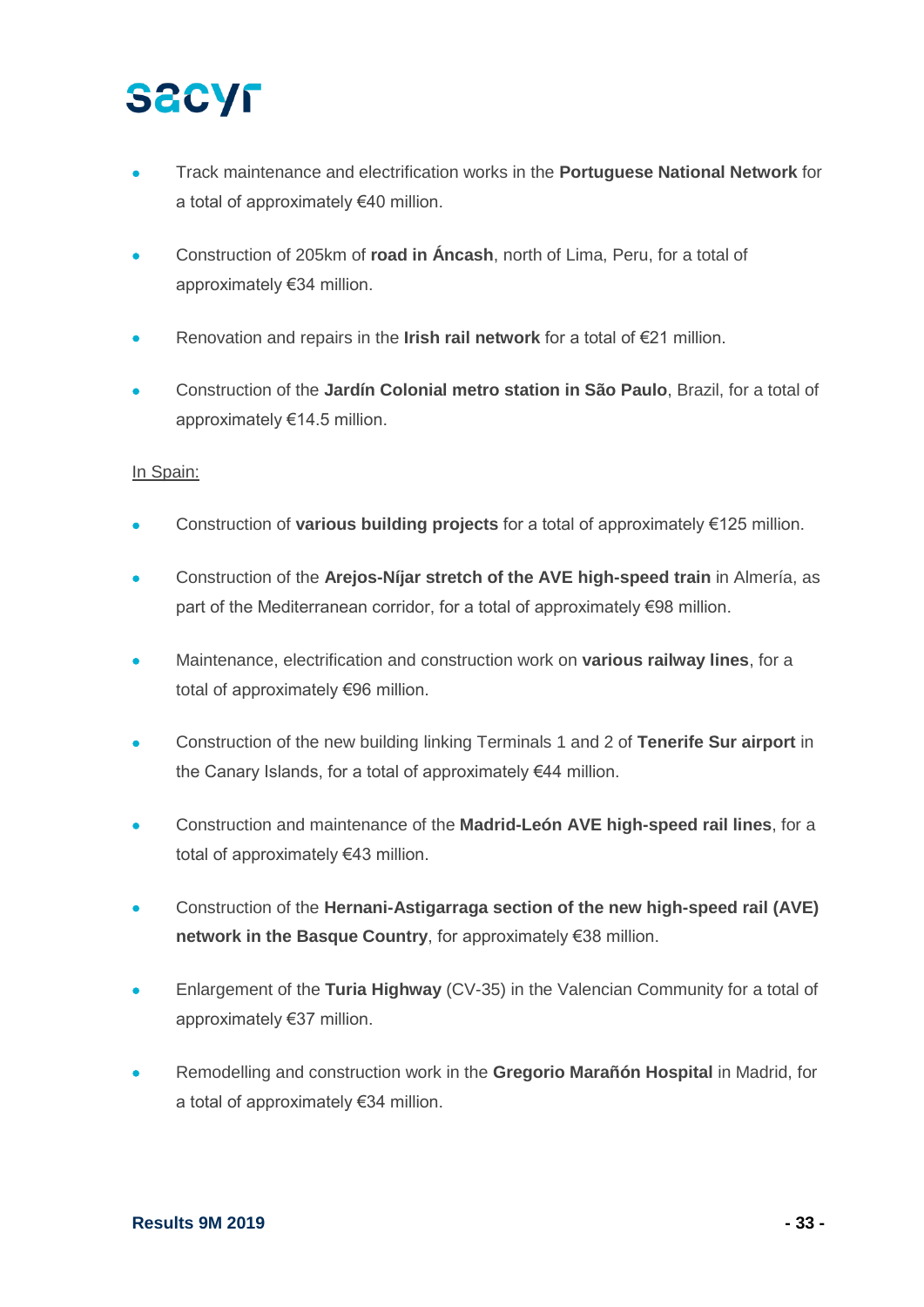- Track maintenance and electrification works in the **Portuguese National Network** for a total of approximately €40 million.

- Construction of 205km of **road in Áncash**, north of Lima, Peru, for a total of approximately €34 million.

- Renovation and repairs in the **Irish rail network** for a total of €21 million.

- Construction of the **Jardín Colonial metro station in São Paulo**, Brazil, for a total of approximately €14.5 million.

<u>In Spain:</u>

- Construction of **various building projects** for a total of approximately €125 million.

- Construction of the **Arejos-Níjar stretch of the AVE high-speed train** in Almería, as part of the Mediterranean corridor, for a total of approximately €98 million.

- Maintenance, electrification and construction work on **various railway lines**, for a total of approximately €96 million.

- Construction of the new building linking Terminals 1 and 2 of **Tenerife Sur airport** in the Canary Islands, for a total of approximately €44 million.

- Construction and maintenance of the **Madrid-León AVE high-speed rail lines**, for a total of approximately €43 million.

- Construction of the **Hernani-Astigarraga section of the new high-speed rail (AVE) network in the Basque Country**, for approximately €38 million.

- Enlargement of the **Turia Highway** (CV-35) in the Valencian Community for a total of approximately €37 million.

- Remodelling and construction work in the **Gregorio Marañón Hospital** in Madrid, for a total of approximately €34 million.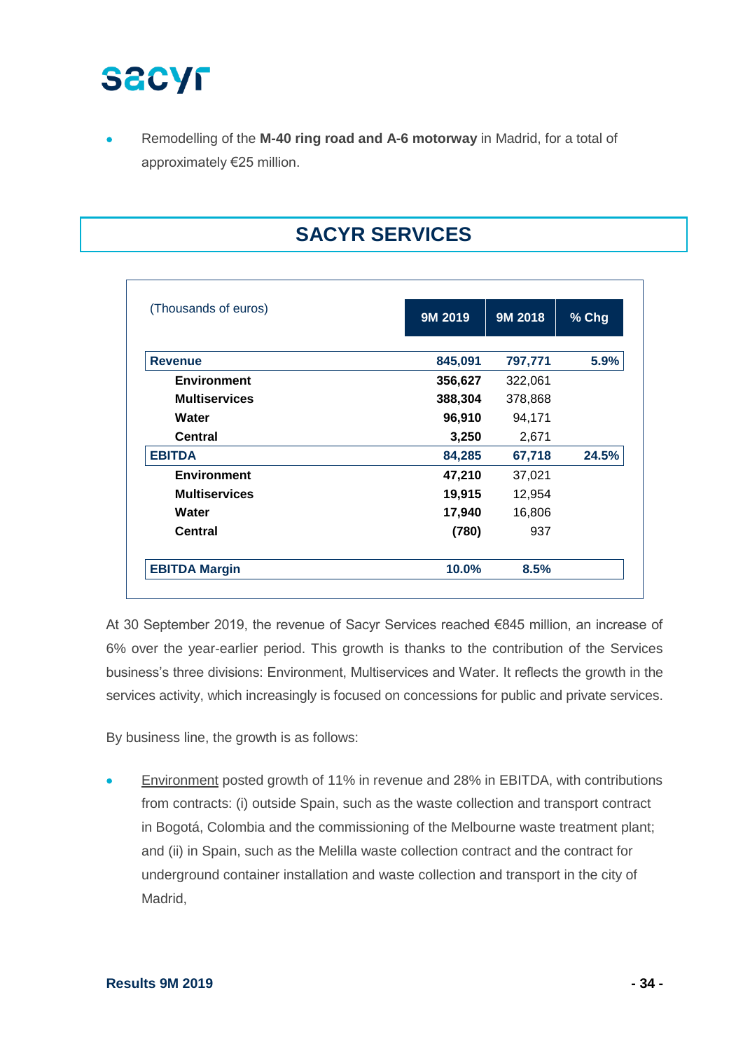- Remodelling of the **M-40 ring road and A-6 motorway** in Madrid, for a total of approximately €25 million.

## SACYR SERVICES

| (Thousands of euros) | 9M 2019 | 9M 2018 | % Chg |
|---|---|---|---|
| **Revenue** | **845,091** | **797,771** | **5.9%** |
| **Environment** | **356,627** | 322,061 | |
| **Multiservices** | **388,304** | 378,868 | |
| **Water** | **96,910** | 94,171 | |
| **Central** | **3,250** | 2,671 | |
| **EBITDA** | **84,285** | **67,718** | **24.5%** |
| **Environment** | **47,210** | 37,021 | |
| **Multiservices** | **19,915** | 12,954 | |
| **Water** | **17,940** | 16,806 | |
| **Central** | **(780)** | 937 | |
| **EBITDA Margin** | **10.0%** | **8.5%** | |

At 30 September 2019, the revenue of Sacyr Services reached €845 million, an increase of 6% over the year-earlier period. This growth is thanks to the contribution of the Services business's three divisions: Environment, Multiservices and Water. It reflects the growth in the services activity, which increasingly is focused on concessions for public and private services.

By business line, the growth is as follows:

- Environment posted growth of 11% in revenue and 28% in EBITDA, with contributions from contracts: (i) outside Spain, such as the waste collection and transport contract in Bogotá, Colombia and the commissioning of the Melbourne waste treatment plant; and (ii) in Spain, such as the Melilla waste collection contract and the contract for underground container installation and waste collection and transport in the city of Madrid,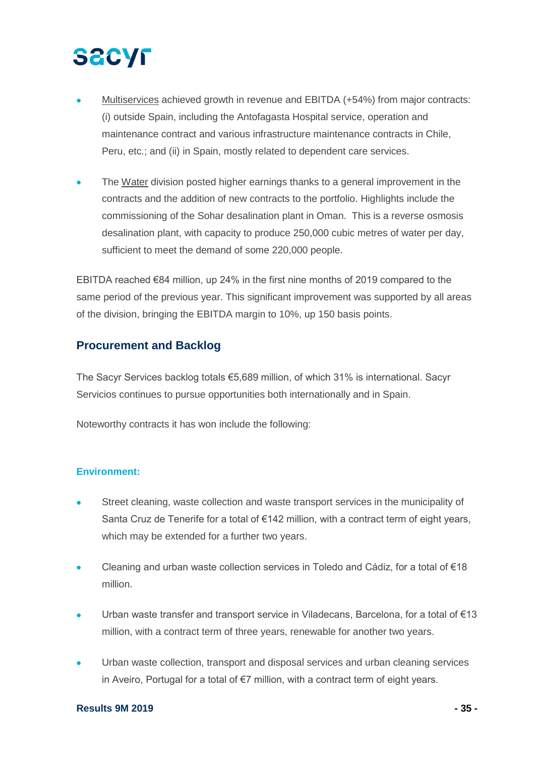- Multiservices achieved growth in revenue and EBITDA (+54%) from major contracts: (i) outside Spain, including the Antofagasta Hospital service, operation and maintenance contract and various infrastructure maintenance contracts in Chile, Peru, etc.; and (ii) in Spain, mostly related to dependent care services.

- The Water division posted higher earnings thanks to a general improvement in the contracts and the addition of new contracts to the portfolio. Highlights include the commissioning of the Sohar desalination plant in Oman. This is a reverse osmosis desalination plant, with capacity to produce 250,000 cubic metres of water per day, sufficient to meet the demand of some 220,000 people.

EBITDA reached €84 million, up 24% in the first nine months of 2019 compared to the same period of the previous year. This significant improvement was supported by all areas of the division, bringing the EBITDA margin to 10%, up 150 basis points.

## Procurement and Backlog

The Sacyr Services backlog totals €5,689 million, of which 31% is international. Sacyr Servicios continues to pursue opportunities both internationally and in Spain.

Noteworthy contracts it has won include the following:

#### Environment:

- Street cleaning, waste collection and waste transport services in the municipality of Santa Cruz de Tenerife for a total of €142 million, with a contract term of eight years, which may be extended for a further two years.

- Cleaning and urban waste collection services in Toledo and Cádiz, for a total of €18 million.

- Urban waste transfer and transport service in Viladecans, Barcelona, for a total of €13 million, with a contract term of three years, renewable for another two years.

- Urban waste collection, transport and disposal services and urban cleaning services in Aveiro, Portugal for a total of €7 million, with a contract term of eight years.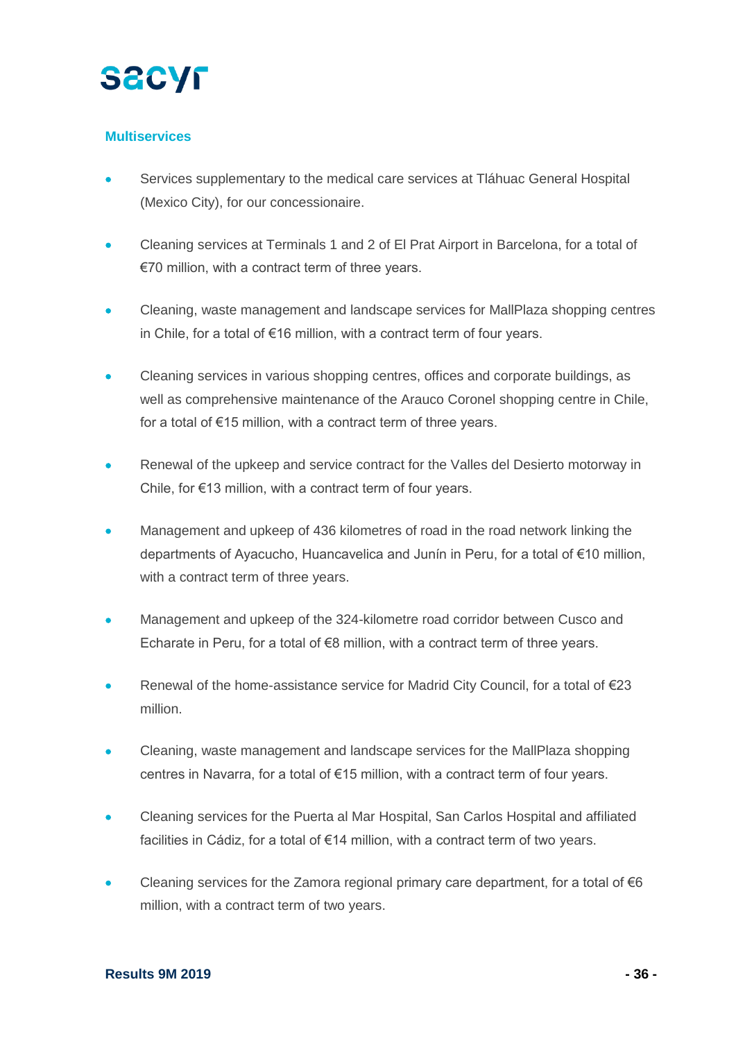## Multiservices

- Services supplementary to the medical care services at Tláhuac General Hospital (Mexico City), for our concessionaire.
- Cleaning services at Terminals 1 and 2 of El Prat Airport in Barcelona, for a total of €70 million, with a contract term of three years.
- Cleaning, waste management and landscape services for MallPlaza shopping centres in Chile, for a total of €16 million, with a contract term of four years.
- Cleaning services in various shopping centres, offices and corporate buildings, as well as comprehensive maintenance of the Arauco Coronel shopping centre in Chile, for a total of €15 million, with a contract term of three years.
- Renewal of the upkeep and service contract for the Valles del Desierto motorway in Chile, for €13 million, with a contract term of four years.
- Management and upkeep of 436 kilometres of road in the road network linking the departments of Ayacucho, Huancavelica and Junín in Peru, for a total of €10 million, with a contract term of three years.
- Management and upkeep of the 324-kilometre road corridor between Cusco and Echarate in Peru, for a total of €8 million, with a contract term of three years.
- Renewal of the home-assistance service for Madrid City Council, for a total of €23 million.
- Cleaning, waste management and landscape services for the MallPlaza shopping centres in Navarra, for a total of €15 million, with a contract term of four years.
- Cleaning services for the Puerta al Mar Hospital, San Carlos Hospital and affiliated facilities in Cádiz, for a total of €14 million, with a contract term of two years.
- Cleaning services for the Zamora regional primary care department, for a total of €6 million, with a contract term of two years.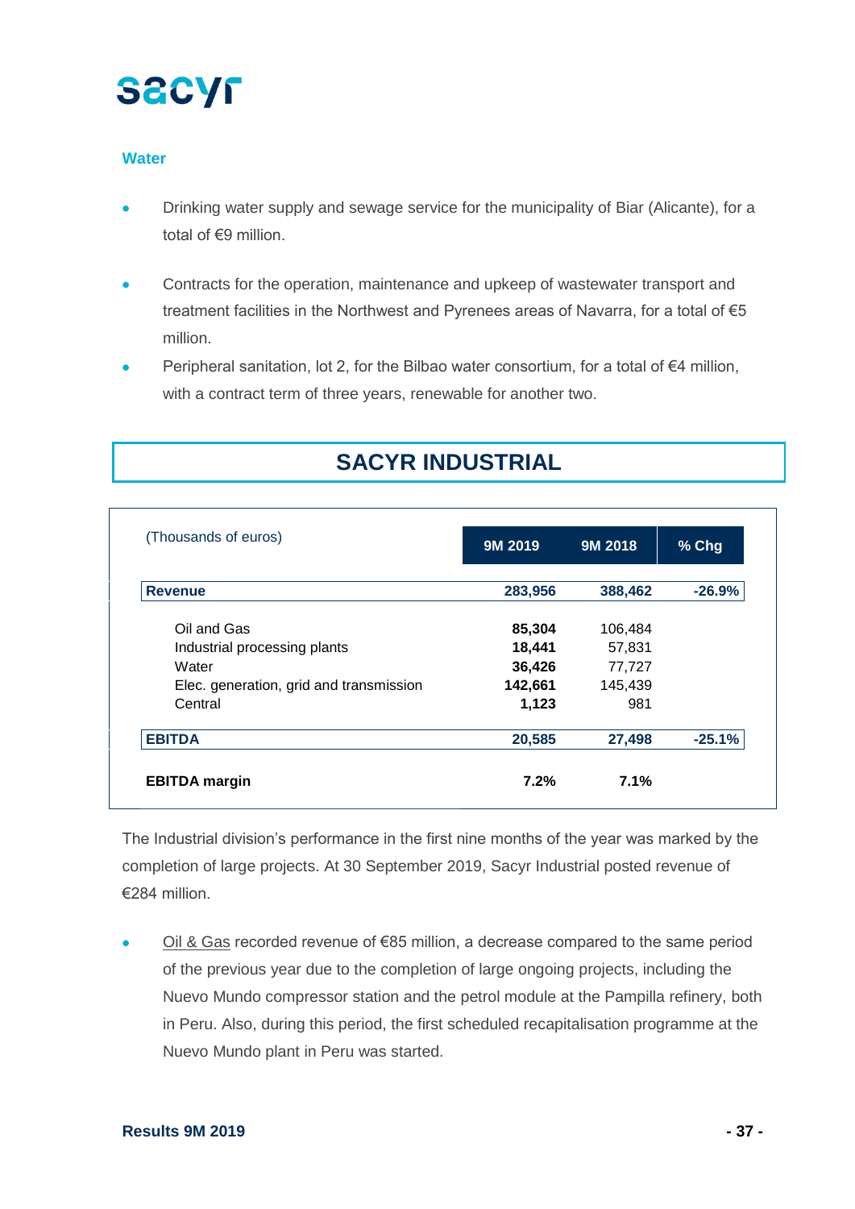### Water

- Drinking water supply and sewage service for the municipality of Biar (Alicante), for a total of €9 million.
- Contracts for the operation, maintenance and upkeep of wastewater transport and treatment facilities in the Northwest and Pyrenees areas of Navarra, for a total of €5 million.
- Peripheral sanitation, lot 2, for the Bilbao water consortium, for a total of €4 million, with a contract term of three years, renewable for another two.

## SACYR INDUSTRIAL

| (Thousands of euros) | 9M 2019 | 9M 2018 | % Chg |
|---|---|---|---|
| **Revenue** | **283,956** | **388,462** | **-26.9%** |
| Oil and Gas | **85,304** | 106,484 | |
| Industrial processing plants | **18,441** | 57,831 | |
| Water | **36,426** | 77,727 | |
| Elec. generation, grid and transmission | **142,661** | 145,439 | |
| Central | **1,123** | 981 | |
| **EBITDA** | **20,585** | **27,498** | **-25.1%** |
| **EBITDA margin** | **7.2%** | **7.1%** | |

The Industrial division's performance in the first nine months of the year was marked by the completion of large projects. At 30 September 2019, Sacyr Industrial posted revenue of €284 million.

- Oil & Gas recorded revenue of €85 million, a decrease compared to the same period of the previous year due to the completion of large ongoing projects, including the Nuevo Mundo compressor station and the petrol module at the Pampilla refinery, both in Peru. Also, during this period, the first scheduled recapitalisation programme at the Nuevo Mundo plant in Peru was started.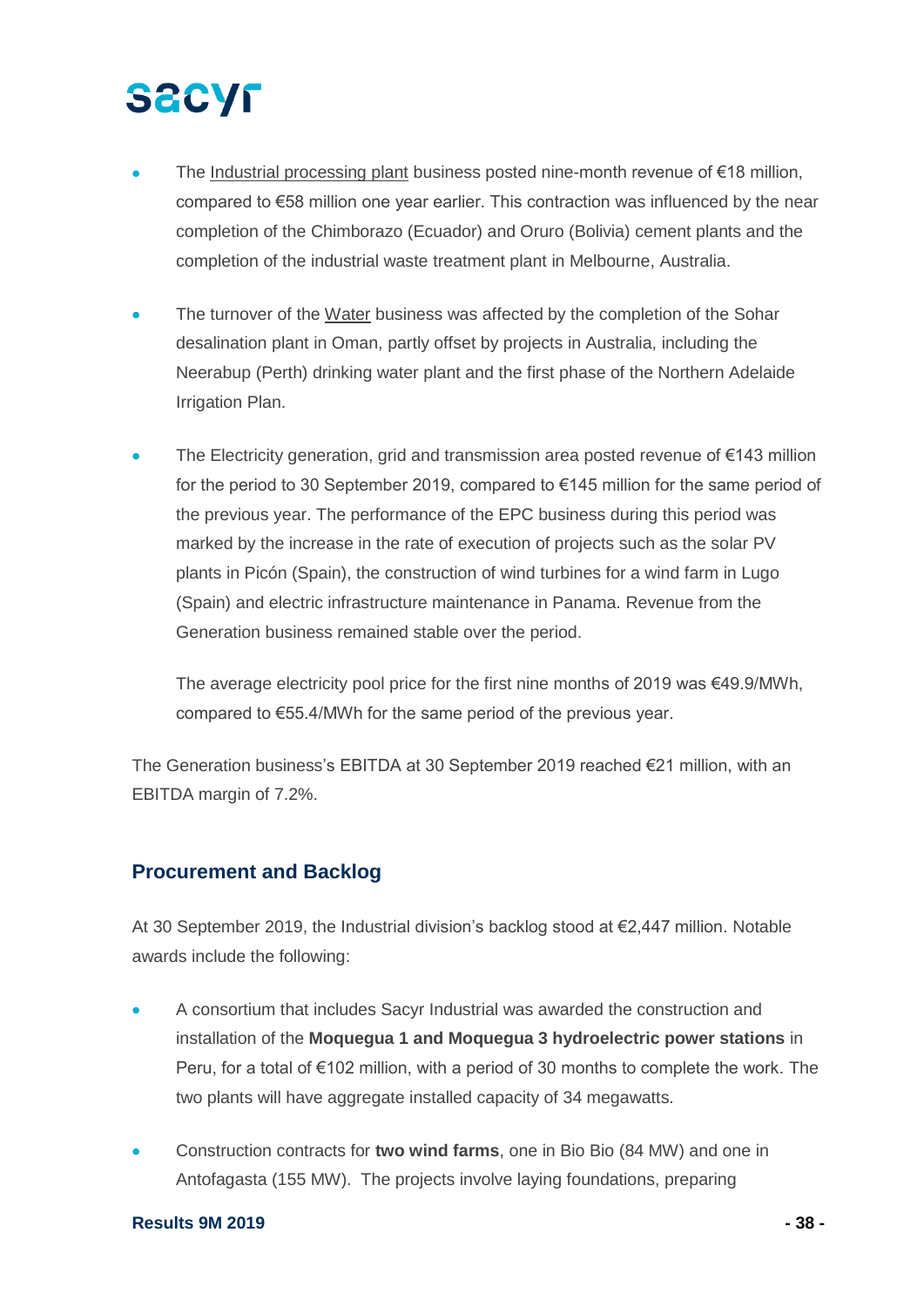- The Industrial processing plant business posted nine-month revenue of €18 million, compared to €58 million one year earlier. This contraction was influenced by the near completion of the Chimborazo (Ecuador) and Oruro (Bolivia) cement plants and the completion of the industrial waste treatment plant in Melbourne, Australia.

- The turnover of the Water business was affected by the completion of the Sohar desalination plant in Oman, partly offset by projects in Australia, including the Neerabup (Perth) drinking water plant and the first phase of the Northern Adelaide Irrigation Plan.

- The Electricity generation, grid and transmission area posted revenue of €143 million for the period to 30 September 2019, compared to €145 million for the same period of the previous year. The performance of the EPC business during this period was marked by the increase in the rate of execution of projects such as the solar PV plants in Picón (Spain), the construction of wind turbines for a wind farm in Lugo (Spain) and electric infrastructure maintenance in Panama. Revenue from the Generation business remained stable over the period.

  The average electricity pool price for the first nine months of 2019 was €49.9/MWh, compared to €55.4/MWh for the same period of the previous year.

The Generation business's EBITDA at 30 September 2019 reached €21 million, with an EBITDA margin of 7.2%.

## Procurement and Backlog

At 30 September 2019, the Industrial division's backlog stood at €2,447 million. Notable awards include the following:

- A consortium that includes Sacyr Industrial was awarded the construction and installation of the **Moquegua 1 and Moquegua 3 hydroelectric power stations** in Peru, for a total of €102 million, with a period of 30 months to complete the work. The two plants will have aggregate installed capacity of 34 megawatts.

- Construction contracts for **two wind farms**, one in Bio Bio (84 MW) and one in Antofagasta (155 MW). The projects involve laying foundations, preparing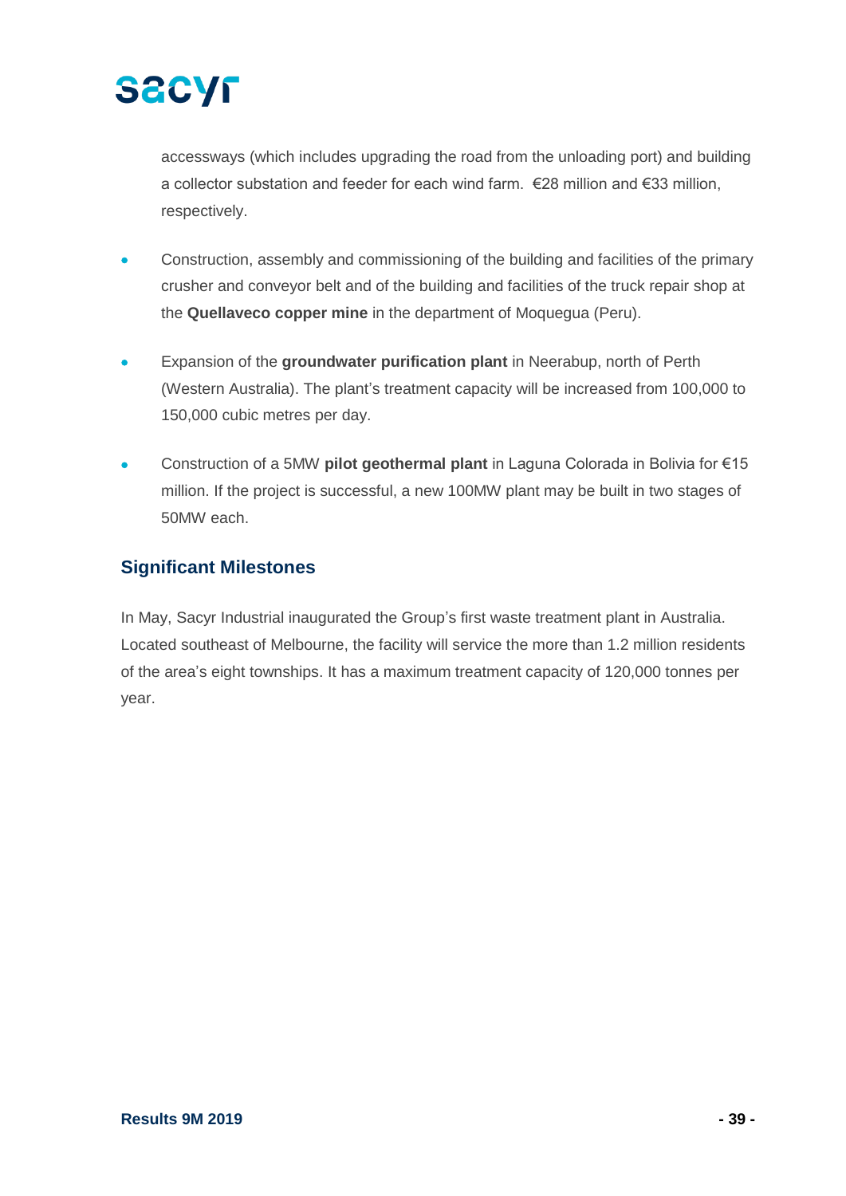accessways (which includes upgrading the road from the unloading port) and building a collector substation and feeder for each wind farm. €28 million and €33 million, respectively.

- Construction, assembly and commissioning of the building and facilities of the primary crusher and conveyor belt and of the building and facilities of the truck repair shop at the **Quellaveco copper mine** in the department of Moquegua (Peru).

- Expansion of the **groundwater purification plant** in Neerabup, north of Perth (Western Australia). The plant's treatment capacity will be increased from 100,000 to 150,000 cubic metres per day.

- Construction of a 5MW **pilot geothermal plant** in Laguna Colorada in Bolivia for €15 million. If the project is successful, a new 100MW plant may be built in two stages of 50MW each.

## Significant Milestones

In May, Sacyr Industrial inaugurated the Group's first waste treatment plant in Australia. Located southeast of Melbourne, the facility will service the more than 1.2 million residents of the area's eight townships. It has a maximum treatment capacity of 120,000 tonnes per year.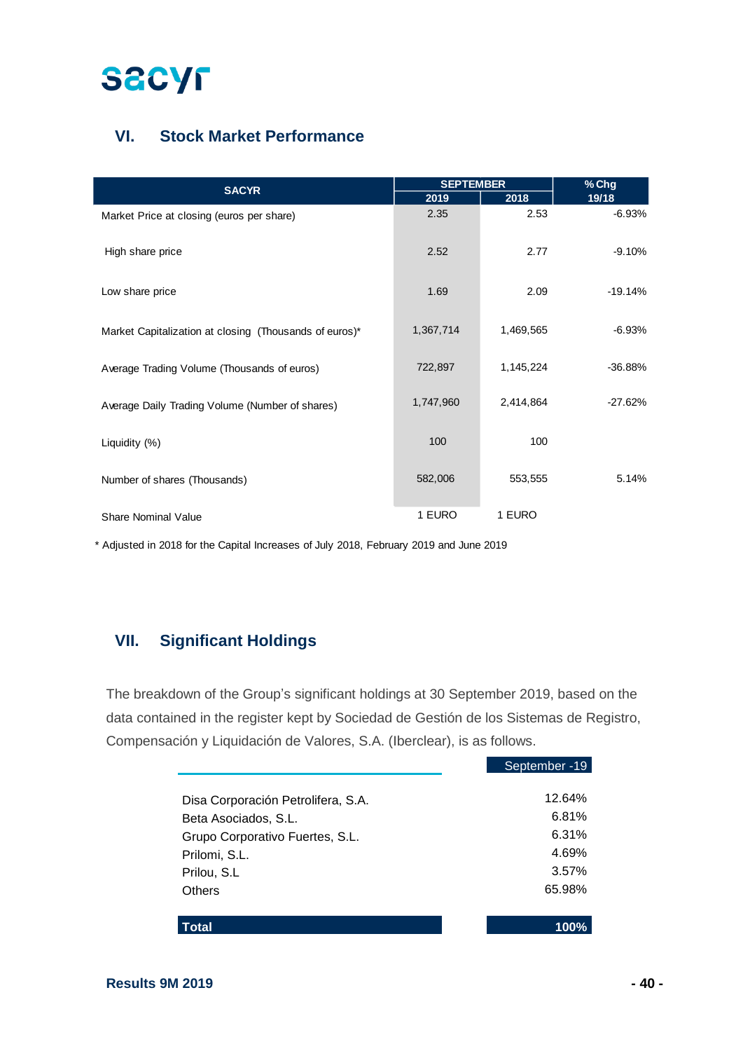## VI. Stock Market Performance

| SACYR | SEPTEMBER 2019 | SEPTEMBER 2018 | % Chg 19/18 |
|---|---|---|---|
| Market Price at closing (euros per share) | 2.35 | 2.53 | -6.93% |
| High share price | 2.52 | 2.77 | -9.10% |
| Low share price | 1.69 | 2.09 | -19.14% |
| Market Capitalization at closing (Thousands of euros)* | 1,367,714 | 1,469,565 | -6.93% |
| Average Trading Volume (Thousands of euros) | 722,897 | 1,145,224 | -36.88% |
| Average Daily Trading Volume (Number of shares) | 1,747,960 | 2,414,864 | -27.62% |
| Liquidity (%) | 100 | 100 | |
| Number of shares (Thousands) | 582,006 | 553,555 | 5.14% |
| Share Nominal Value | 1 EURO | 1 EURO | |

\* Adjusted in 2018 for the Capital Increases of July 2018, February 2019 and June 2019

## VII. Significant Holdings

The breakdown of the Group's significant holdings at 30 September 2019, based on the data contained in the register kept by Sociedad de Gestión de los Sistemas de Registro, Compensación y Liquidación de Valores, S.A. (Iberclear), is as follows.

| | September -19 |
|---|---|
| Disa Corporación Petrolifera, S.A. | 12.64% |
| Beta Asociados, S.L. | 6.81% |
| Grupo Corporativo Fuertes, S.L. | 6.31% |
| Prilomi, S.L. | 4.69% |
| Prilou, S.L | 3.57% |
| Others | 65.98% |
| **Total** | **100%** |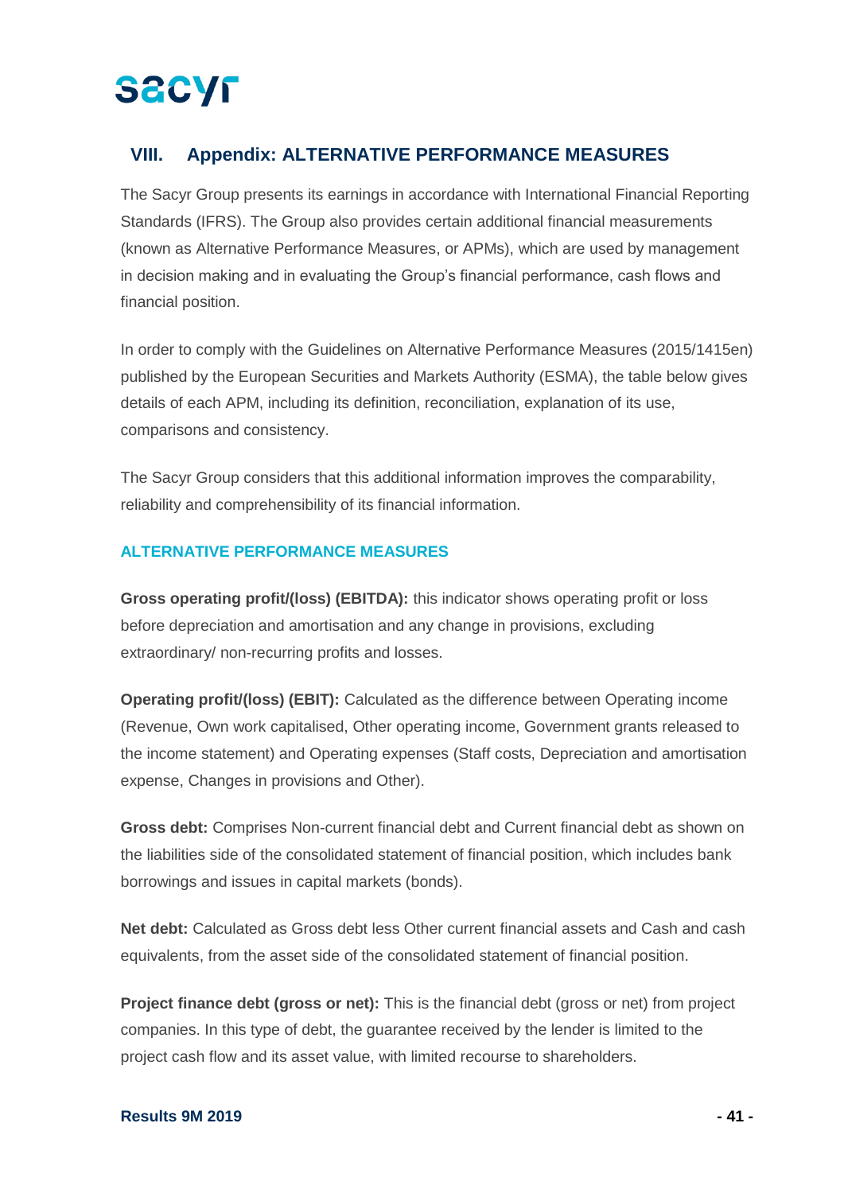## VIII. Appendix: ALTERNATIVE PERFORMANCE MEASURES

The Sacyr Group presents its earnings in accordance with International Financial Reporting Standards (IFRS). The Group also provides certain additional financial measurements (known as Alternative Performance Measures, or APMs), which are used by management in decision making and in evaluating the Group's financial performance, cash flows and financial position.

In order to comply with the Guidelines on Alternative Performance Measures (2015/1415en) published by the European Securities and Markets Authority (ESMA), the table below gives details of each APM, including its definition, reconciliation, explanation of its use, comparisons and consistency.

The Sacyr Group considers that this additional information improves the comparability, reliability and comprehensibility of its financial information.

### ALTERNATIVE PERFORMANCE MEASURES

**Gross operating profit/(loss) (EBITDA):** this indicator shows operating profit or loss before depreciation and amortisation and any change in provisions, excluding extraordinary/ non-recurring profits and losses.

**Operating profit/(loss) (EBIT):** Calculated as the difference between Operating income (Revenue, Own work capitalised, Other operating income, Government grants released to the income statement) and Operating expenses (Staff costs, Depreciation and amortisation expense, Changes in provisions and Other).

**Gross debt:** Comprises Non-current financial debt and Current financial debt as shown on the liabilities side of the consolidated statement of financial position, which includes bank borrowings and issues in capital markets (bonds).

**Net debt:** Calculated as Gross debt less Other current financial assets and Cash and cash equivalents, from the asset side of the consolidated statement of financial position.

**Project finance debt (gross or net):** This is the financial debt (gross or net) from project companies. In this type of debt, the guarantee received by the lender is limited to the project cash flow and its asset value, with limited recourse to shareholders.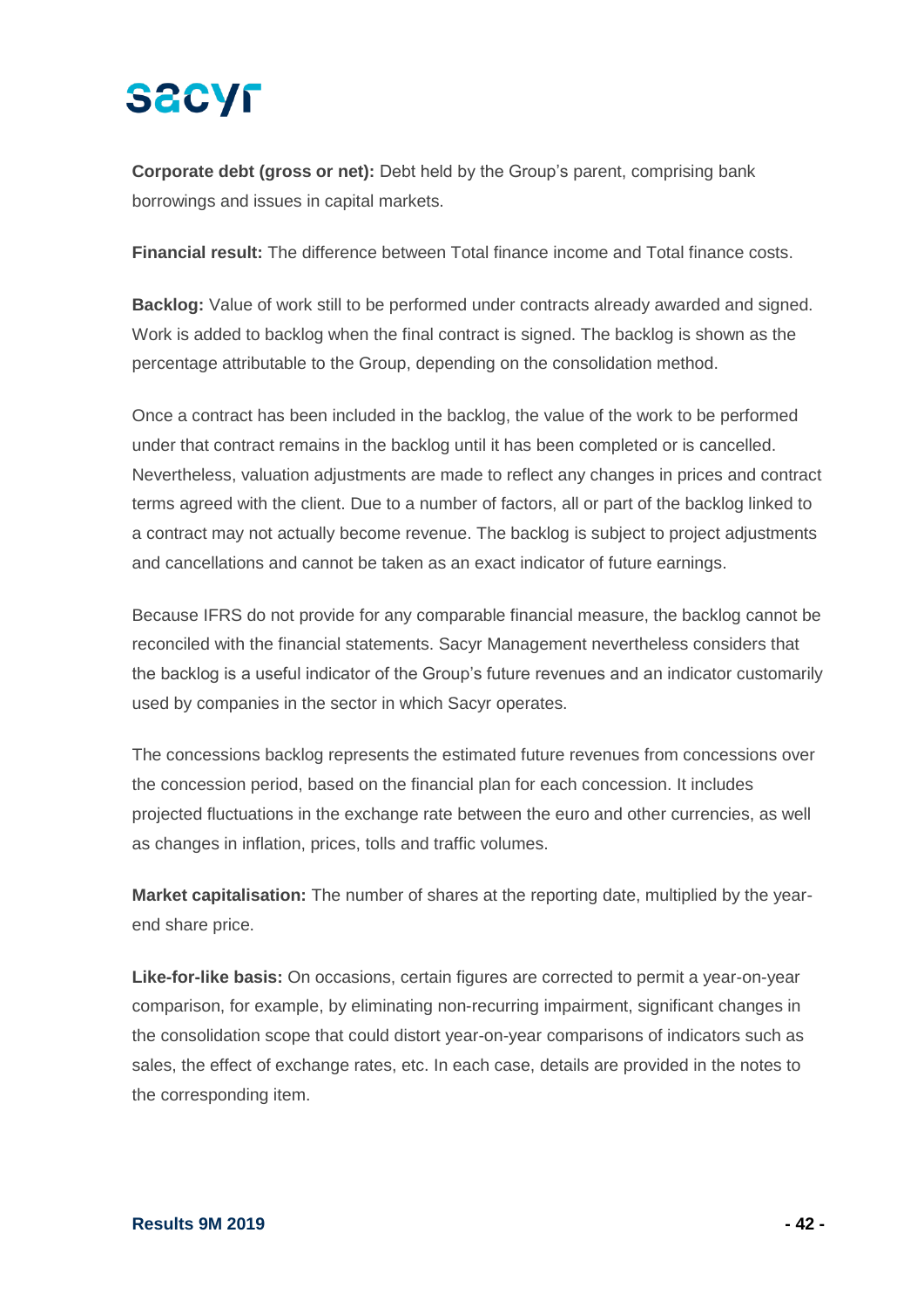**Corporate debt (gross or net):** Debt held by the Group's parent, comprising bank borrowings and issues in capital markets.

**Financial result:** The difference between Total finance income and Total finance costs.

**Backlog:** Value of work still to be performed under contracts already awarded and signed. Work is added to backlog when the final contract is signed. The backlog is shown as the percentage attributable to the Group, depending on the consolidation method.

Once a contract has been included in the backlog, the value of the work to be performed under that contract remains in the backlog until it has been completed or is cancelled. Nevertheless, valuation adjustments are made to reflect any changes in prices and contract terms agreed with the client. Due to a number of factors, all or part of the backlog linked to a contract may not actually become revenue. The backlog is subject to project adjustments and cancellations and cannot be taken as an exact indicator of future earnings.

Because IFRS do not provide for any comparable financial measure, the backlog cannot be reconciled with the financial statements. Sacyr Management nevertheless considers that the backlog is a useful indicator of the Group's future revenues and an indicator customarily used by companies in the sector in which Sacyr operates.

The concessions backlog represents the estimated future revenues from concessions over the concession period, based on the financial plan for each concession. It includes projected fluctuations in the exchange rate between the euro and other currencies, as well as changes in inflation, prices, tolls and traffic volumes.

**Market capitalisation:** The number of shares at the reporting date, multiplied by the year-end share price.

**Like-for-like basis:** On occasions, certain figures are corrected to permit a year-on-year comparison, for example, by eliminating non-recurring impairment, significant changes in the consolidation scope that could distort year-on-year comparisons of indicators such as sales, the effect of exchange rates, etc. In each case, details are provided in the notes to the corresponding item.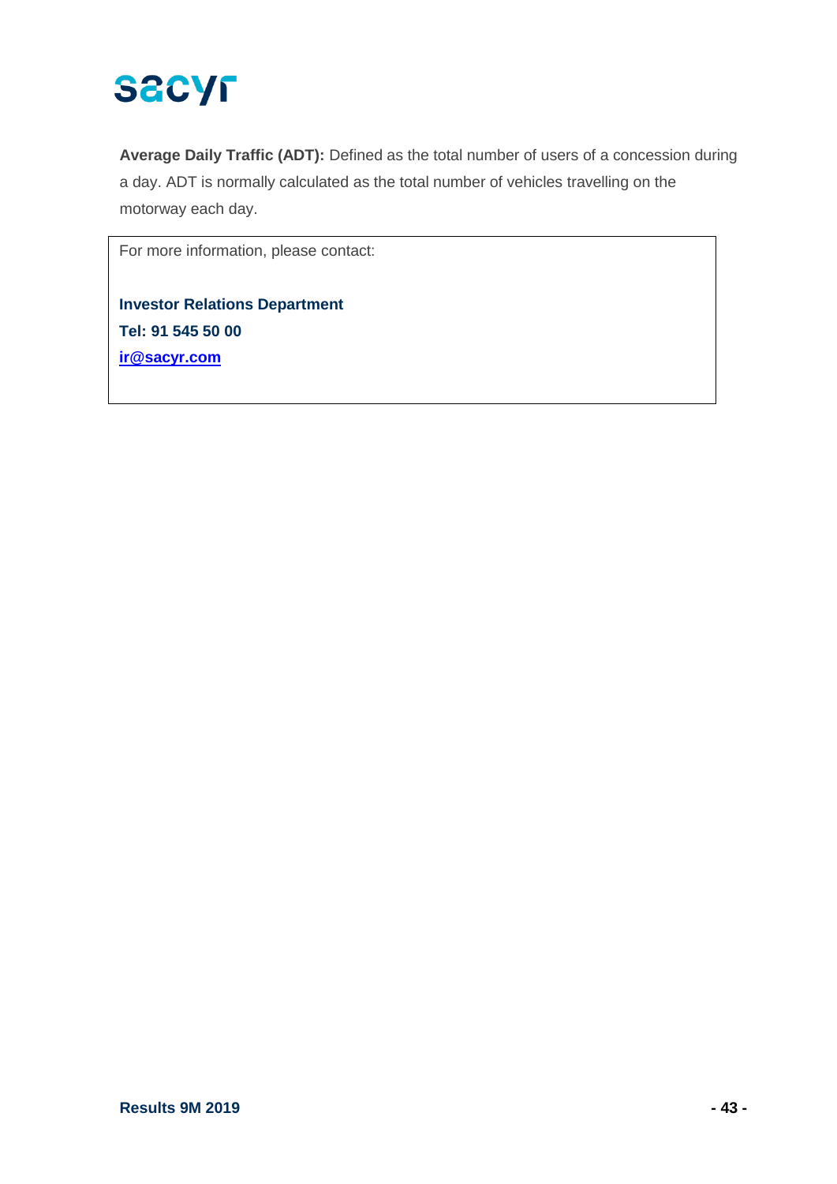**Average Daily Traffic (ADT):** Defined as the total number of users of a concession during a day. ADT is normally calculated as the total number of vehicles travelling on the motorway each day.

For more information, please contact:

**Investor Relations Department**
**Tel: 91 545 50 00**
**ir@sacyr.com**